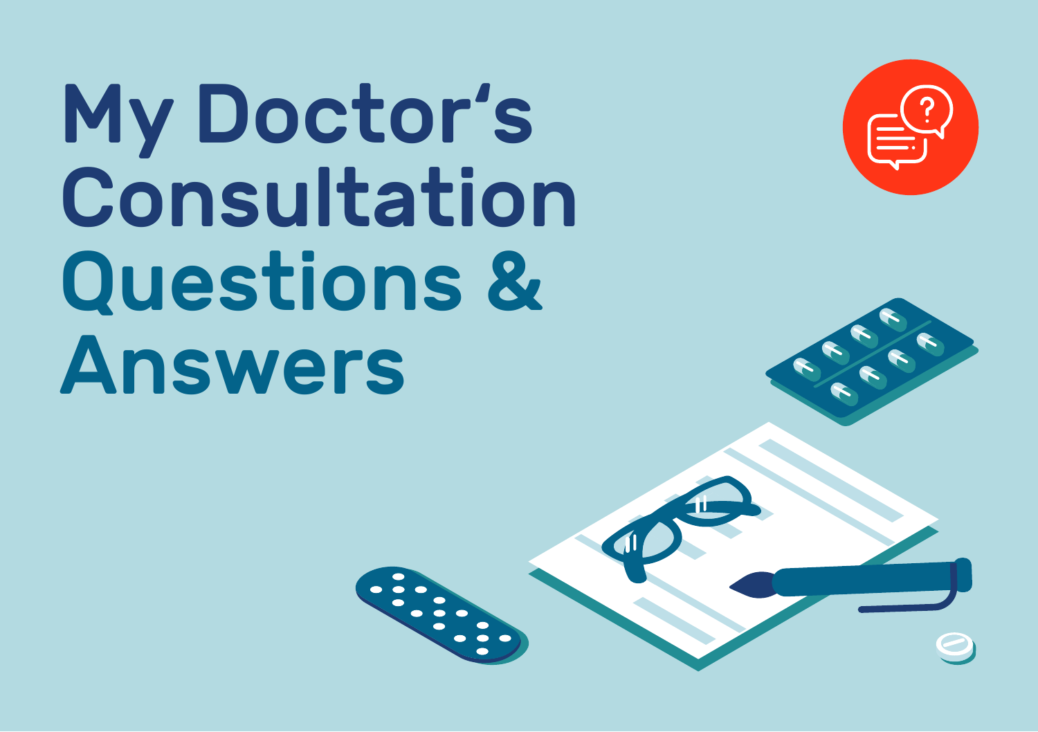# My Doctor's Consultation Questions & Answers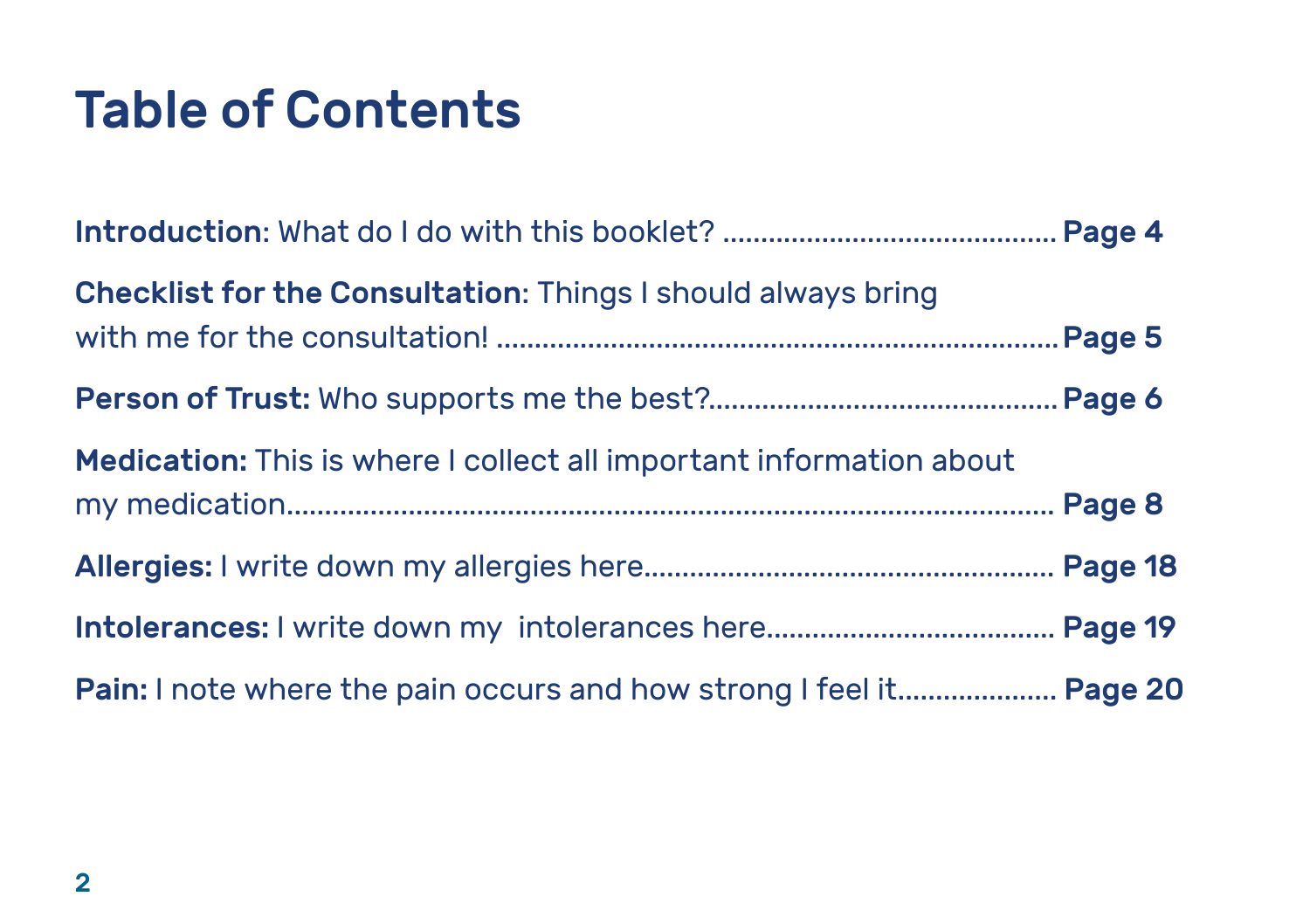# Table of Contents

**Introduction**: What do I do with this booklet? ........................................... **Page 4**

**Checklist for the Consultation**: Things I should always bring with me for the consultation! ........................................................................ **Page 5**

**Person of Trust:** Who supports me the best?............................................ **Page 6**

**Medication:** This is where I collect all important information about my medication....................................................................................... **Page 8**

**Allergies:** I write down my allergies here..................................................... **Page 18**

**Intolerances:** I write down my  intolerances here..................................... **Page 19**

**Pain:** I note where the pain occurs and how strong I feel it..................... **Page 20**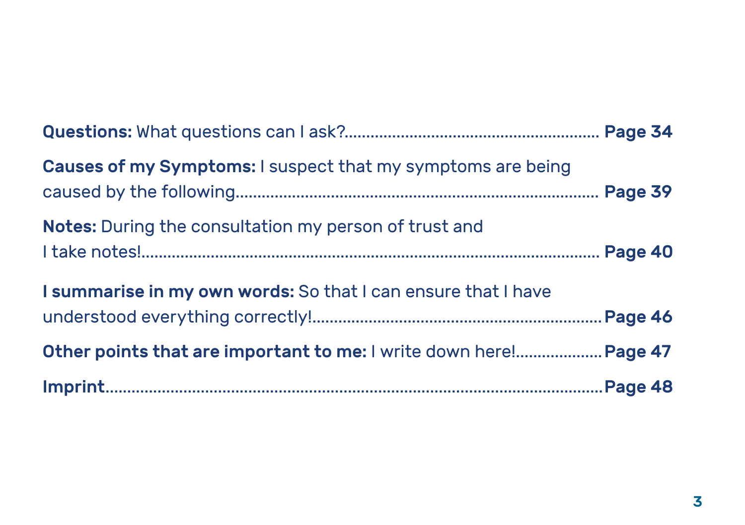**Questions:** What questions can I ask?........................................................ **Page 34**

**Causes of my Symptoms:** I suspect that my symptoms are being caused by the following........................................................................ **Page 39**

**Notes:** During the consultation my person of trust and I take notes!............................................................................................... **Page 40**

**I summarise in my own words:** So that I can ensure that I have understood everything correctly!................................................................**Page 46**

**Other points that are important to me:** I write down here!...................**Page 47**

**Imprint**...............................................................................................................**Page 48**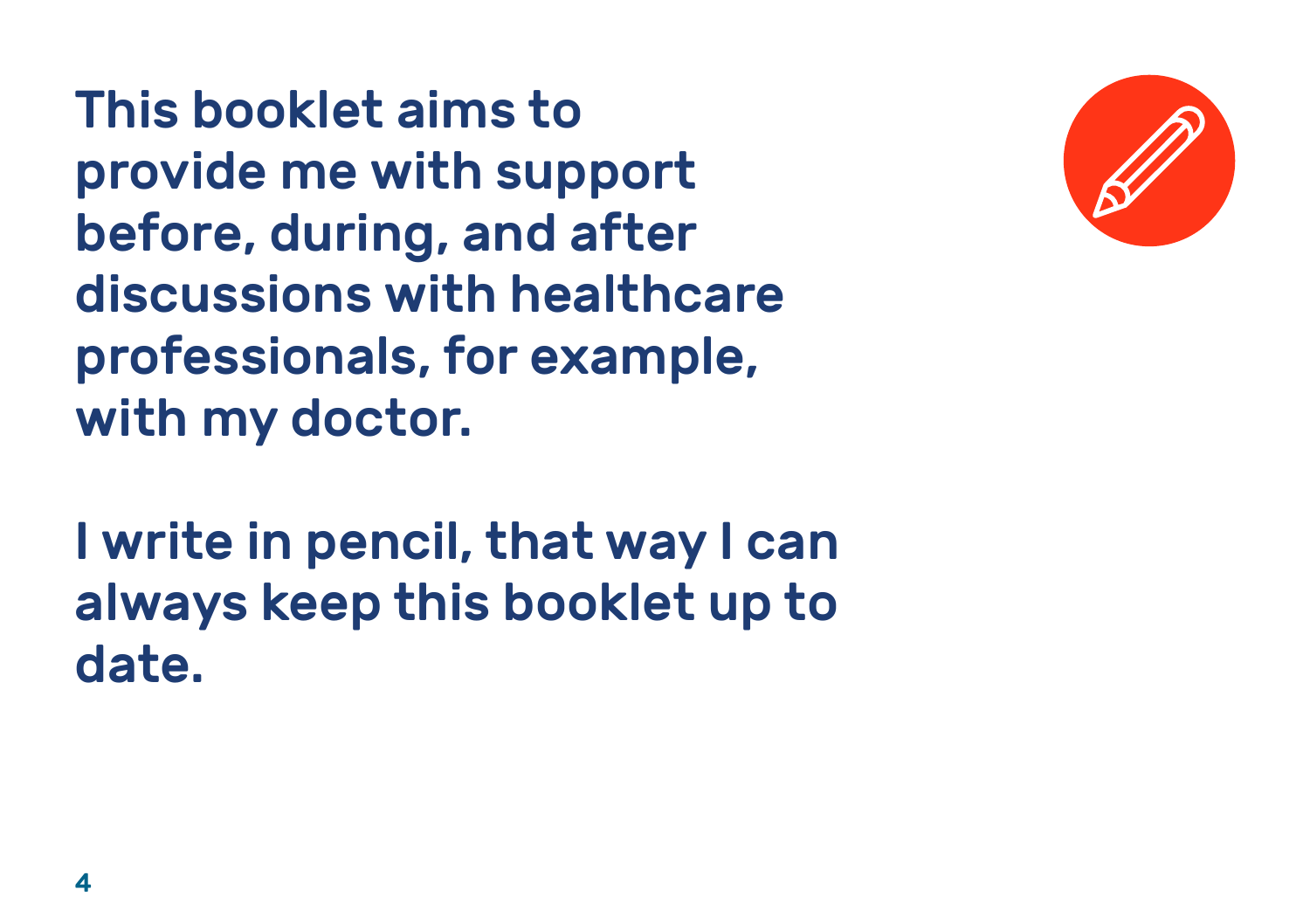This booklet aims to provide me with support before, during, and after discussions with healthcare professionals, for example, with my doctor.

I write in pencil, that way I can always keep this booklet up to date.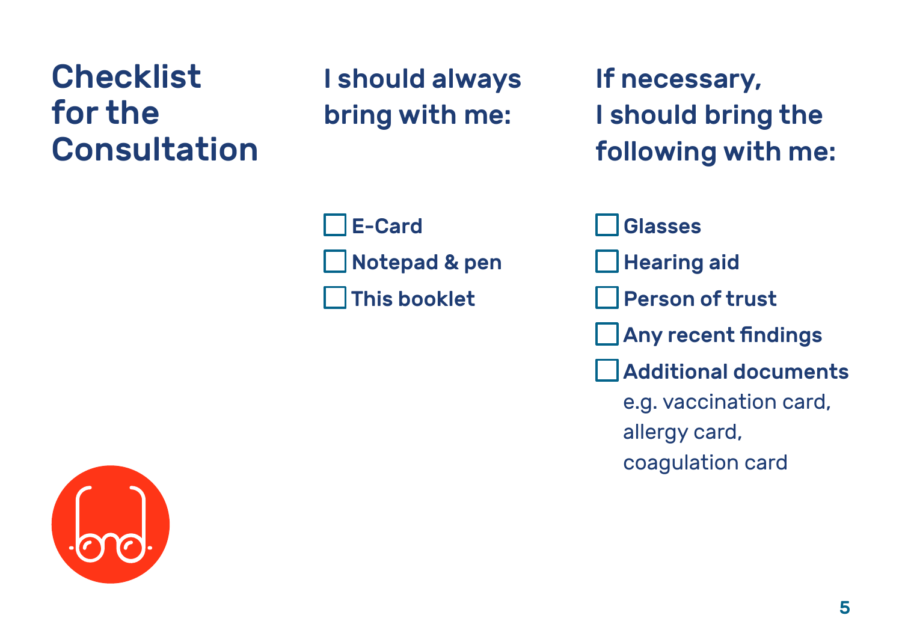# Checklist for the Consultation

## I should always bring with me:

- [ ] E-Card
- [ ] Notepad & pen
- [ ] This booklet

## If necessary, I should bring the following with me:

- [ ] Glasses
- [ ] Hearing aid
- [ ] Person of trust
- [ ] Any recent findings
- [ ] Additional documents  
  e.g. vaccination card, allergy card, coagulation card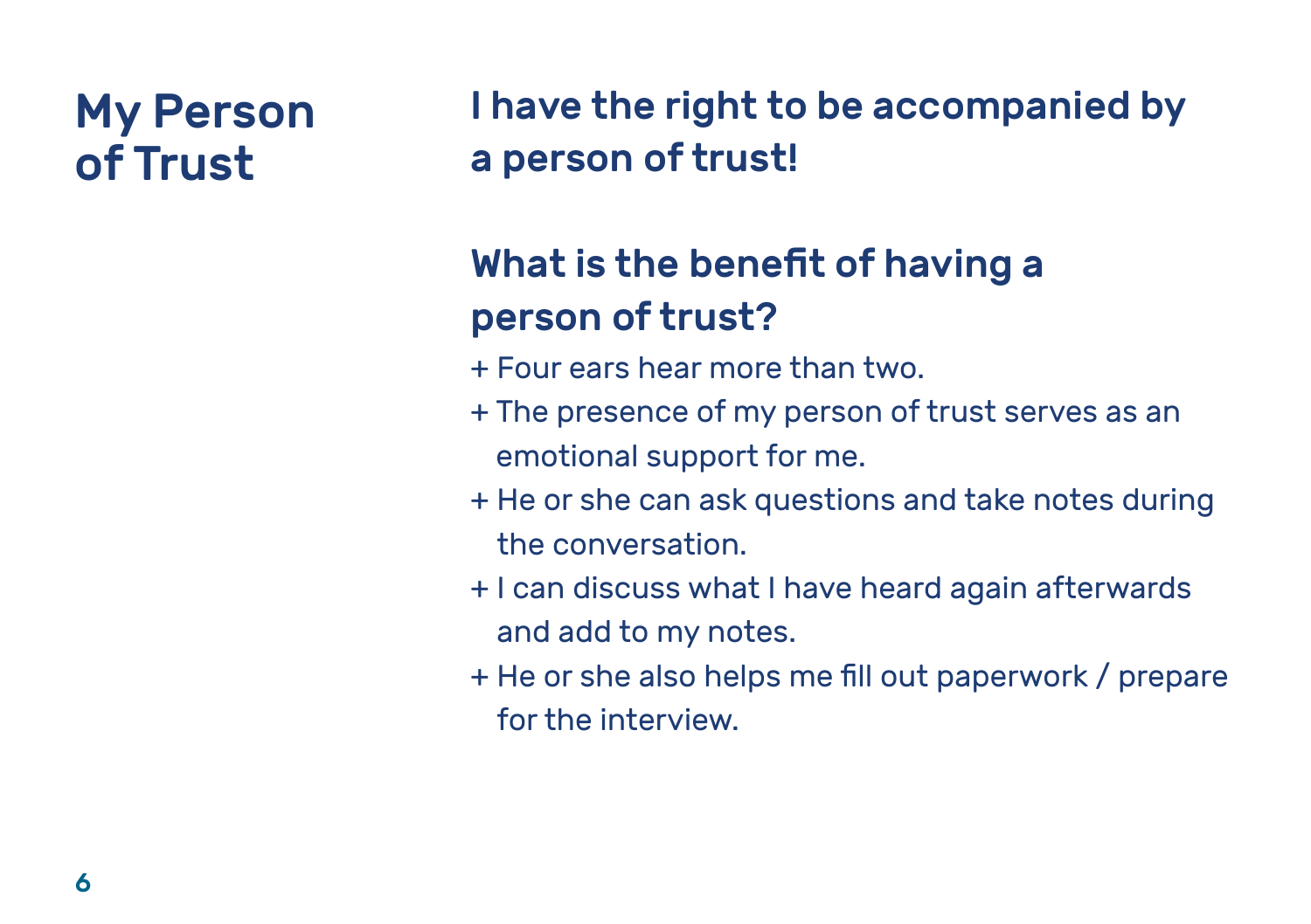# My Person of Trust

## I have the right to be accompanied by a person of trust!

## What is the benefit of having a person of trust?

+ Four ears hear more than two.
+ The presence of my person of trust serves as an emotional support for me.
+ He or she can ask questions and take notes during the conversation.
+ I can discuss what I have heard again afterwards and add to my notes.
+ He or she also helps me fill out paperwork / prepare for the interview.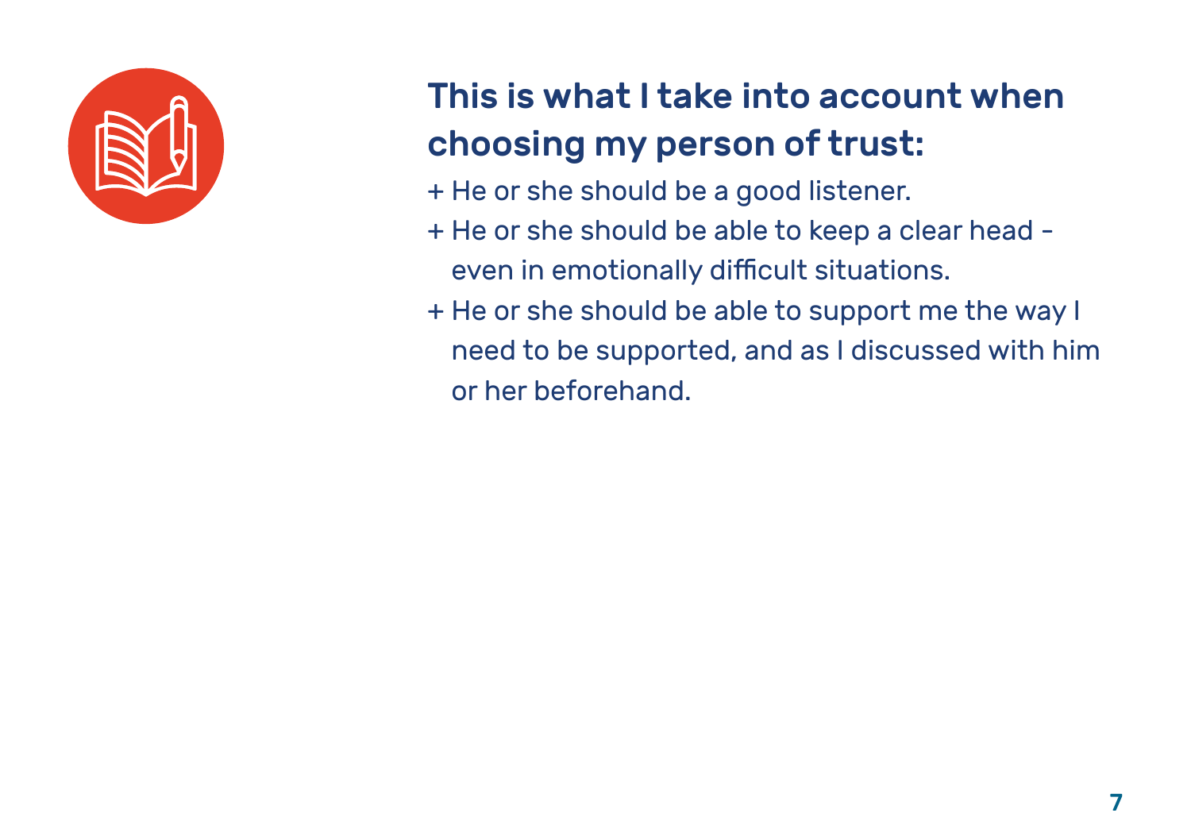## This is what I take into account when choosing my person of trust:

+ He or she should be a good listener.
+ He or she should be able to keep a clear head – even in emotionally difficult situations.
+ He or she should be able to support me the way I need to be supported, and as I discussed with him or her beforehand.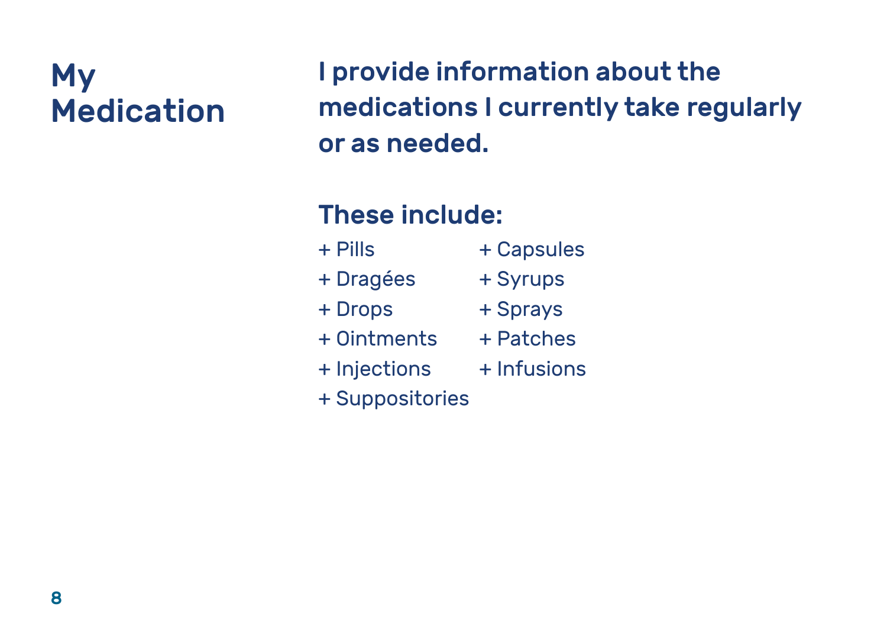# My Medication

**I provide information about the medications I currently take regularly or as needed.**

## These include:

+ Pills
+ Capsules
+ Dragées
+ Syrups
+ Drops
+ Sprays
+ Ointments
+ Patches
+ Injections
+ Infusions
+ Suppositories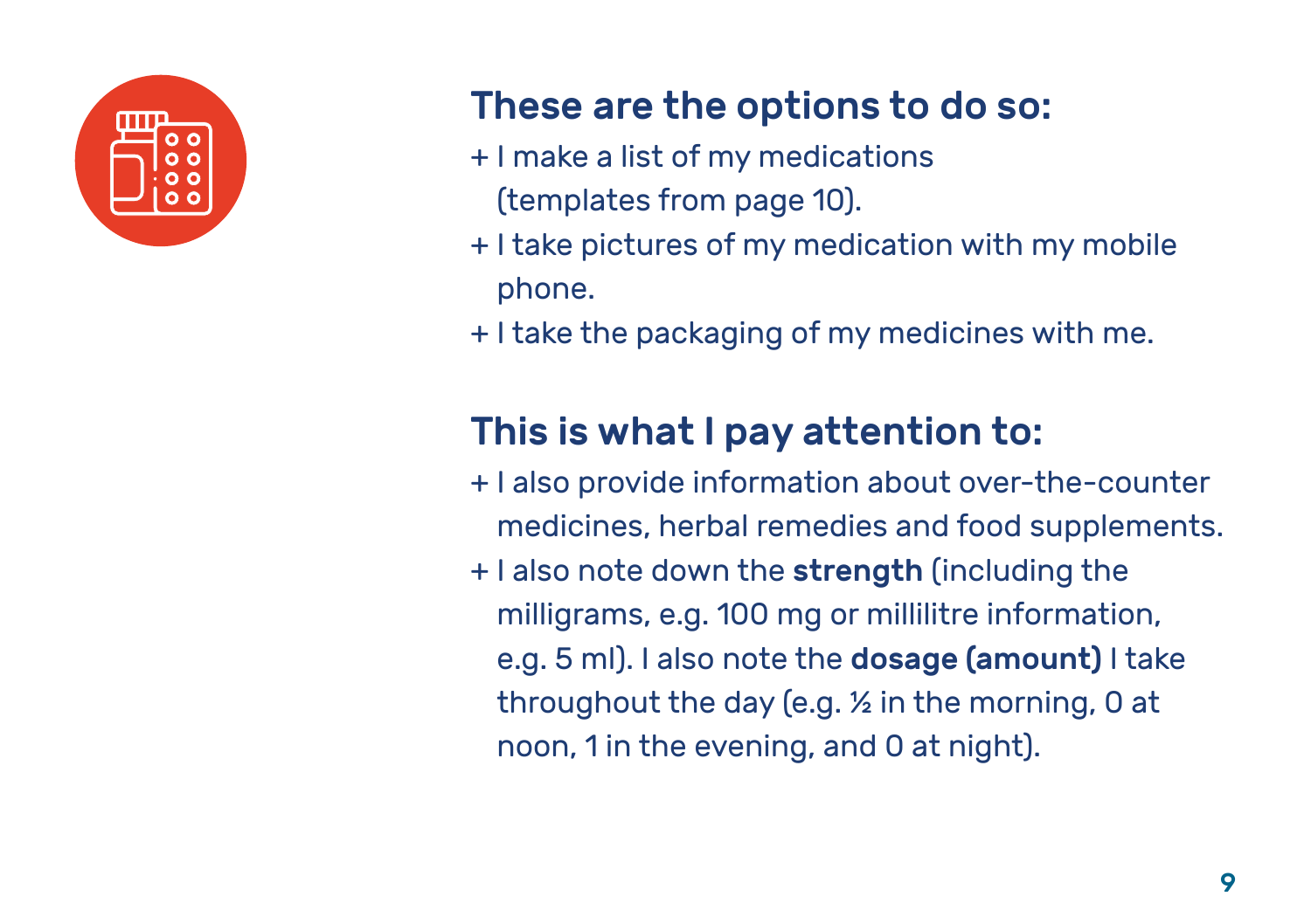## These are the options to do so:

+ I make a list of my medications (templates from page 10).
+ I take pictures of my medication with my mobile phone.
+ I take the packaging of my medicines with me.

## This is what I pay attention to:

+ I also provide information about over-the-counter medicines, herbal remedies and food supplements.
+ I also note down the **strength** (including the milligrams, e.g. 100 mg or millilitre information, e.g. 5 ml). I also note the **dosage (amount)** I take throughout the day (e.g. ½ in the morning, 0 at noon, 1 in the evening, and 0 at night).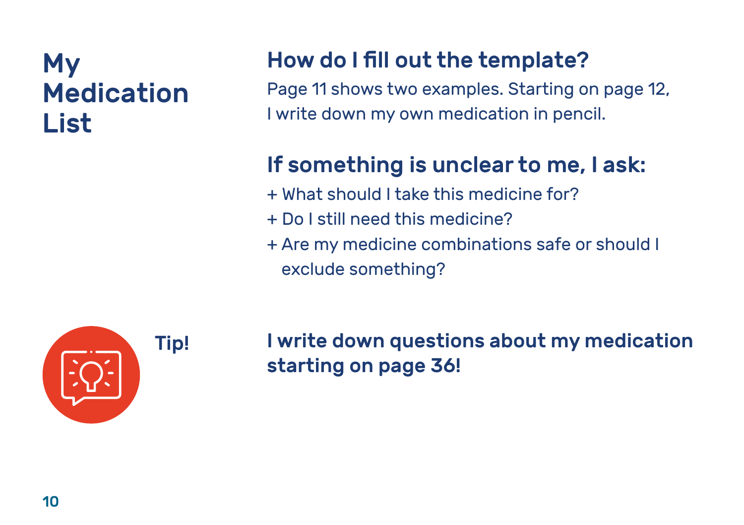# My Medication List

## How do I fill out the template?

Page 11 shows two examples. Starting on page 12, I write down my own medication in pencil.

## If something is unclear to me, I ask:

+ What should I take this medicine for?
+ Do I still need this medicine?
+ Are my medicine combinations safe or should I exclude something?

**Tip!**

**I write down questions about my medication starting on page 36!**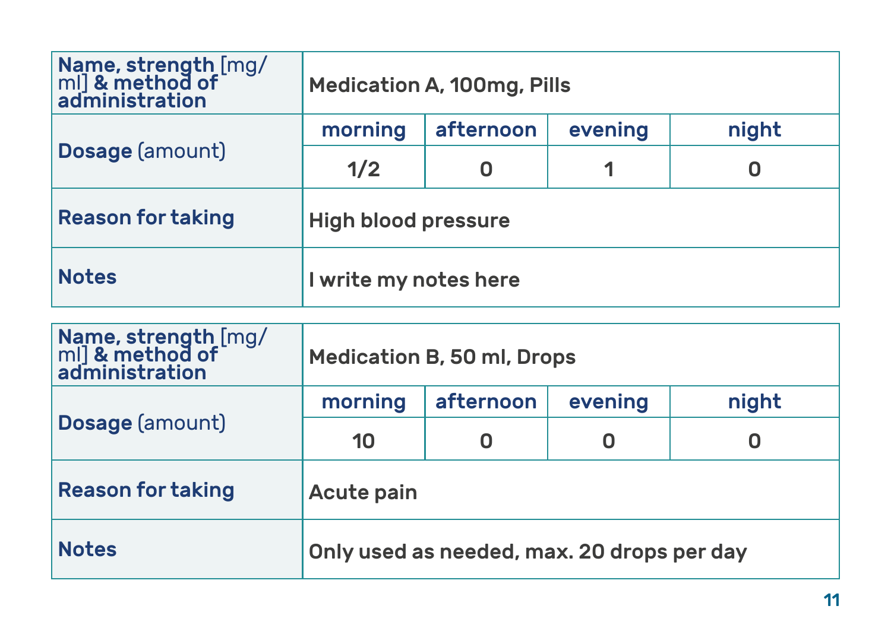| **Name, strength** [mg/ml] **& method of administration** | Medication A, 100mg, Pills | | | |
|---|---|---|---|---|
| **Dosage** (amount) | morning | afternoon | evening | night |
| | 1/2 | 0 | 1 | 0 |
| **Reason for taking** | High blood pressure | | | |
| **Notes** | I write my notes here | | | |

| **Name, strength** [mg/ml] **& method of administration** | Medication B, 50 ml, Drops | | | |
|---|---|---|---|---|
| **Dosage** (amount) | morning | afternoon | evening | night |
| | 10 | 0 | 0 | 0 |
| **Reason for taking** | Acute pain | | | |
| **Notes** | Only used as needed, max. 20 drops per day | | | |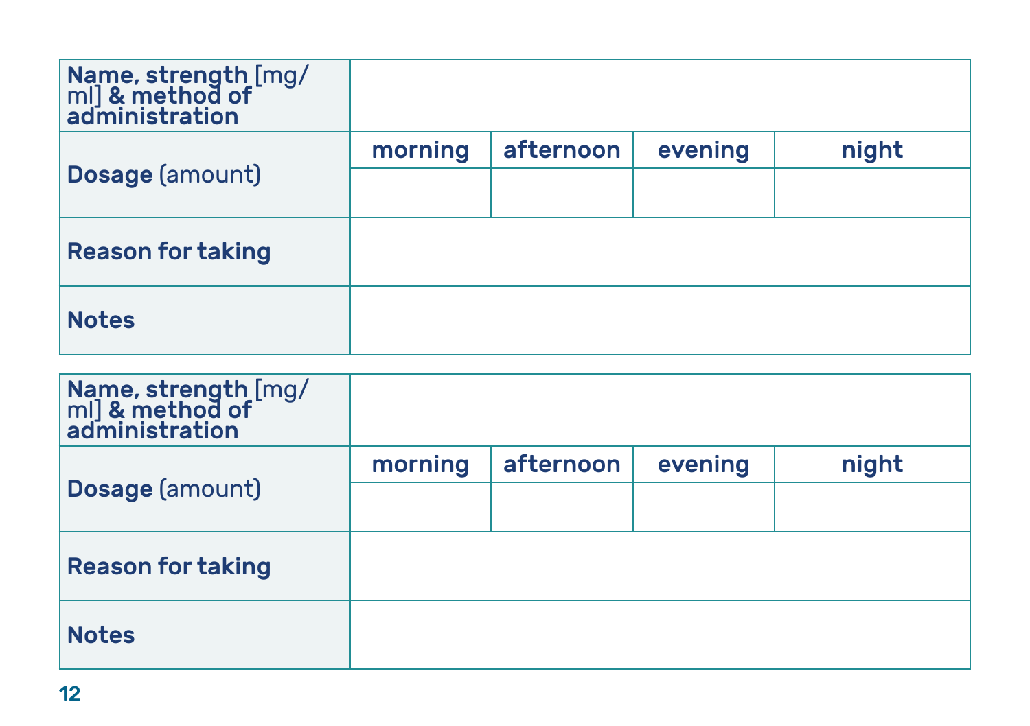| **Name, strength** [mg/ml] **& method of administration** | | | | |
|---|---|---|---|---|
| **Dosage** (amount) | **morning** | **afternoon** | **evening** | **night** |
| | | | | |
| **Reason for taking** | | | | |
| **Notes** | | | | |

| **Name, strength** [mg/ml] **& method of administration** | | | | |
|---|---|---|---|---|
| **Dosage** (amount) | **morning** | **afternoon** | **evening** | **night** |
| | | | | |
| **Reason for taking** | | | | |
| **Notes** | | | | |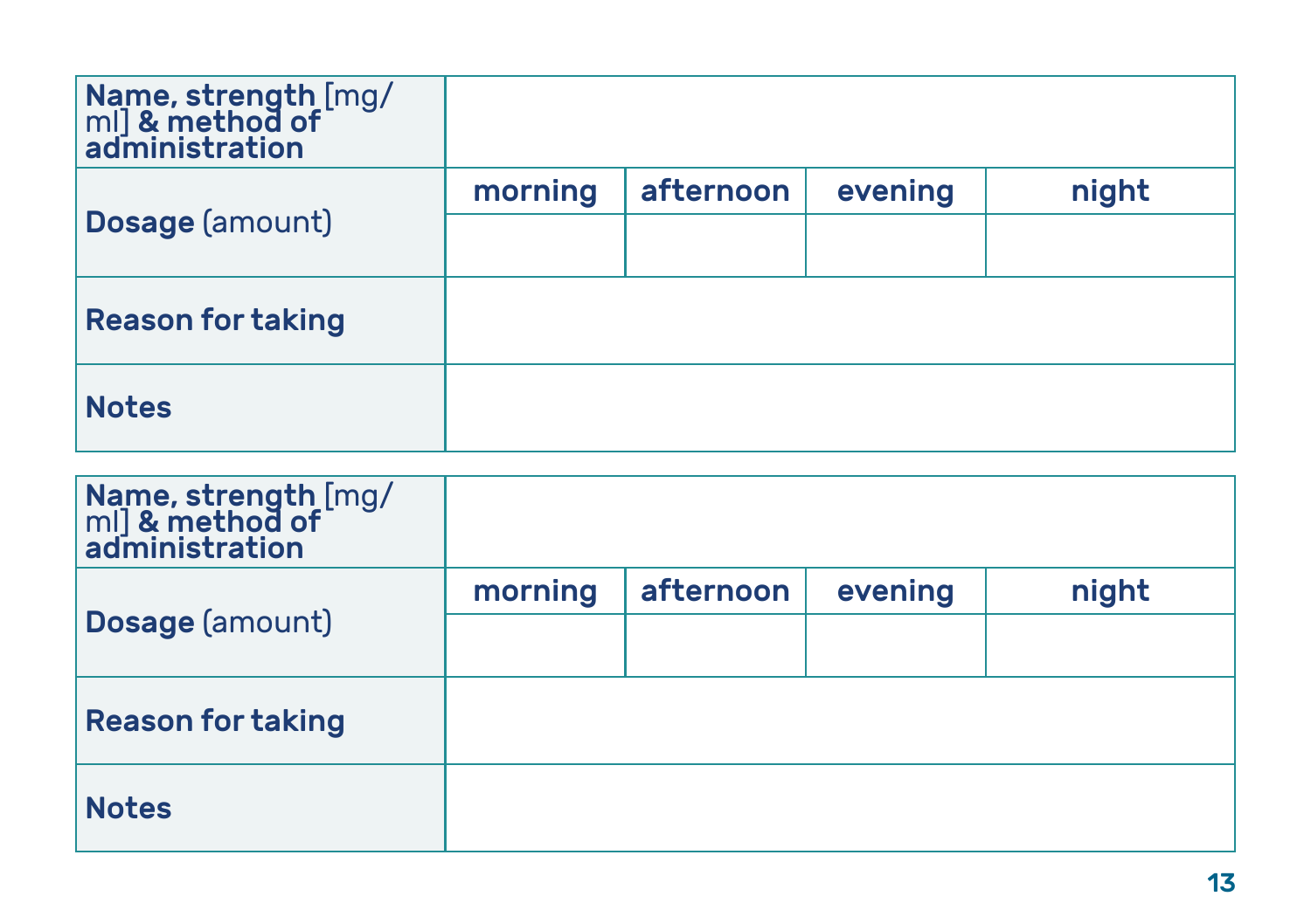| **Name, strength** [mg/ml] **& method of administration** | | | | |
|---|---|---|---|---|
| **Dosage** (amount) | **morning** | **afternoon** | **evening** | **night** |
| | | | | |
| **Reason for taking** | | | | |
| **Notes** | | | | |

| **Name, strength** [mg/ml] **& method of administration** | | | | |
|---|---|---|---|---|
| **Dosage** (amount) | **morning** | **afternoon** | **evening** | **night** |
| | | | | |
| **Reason for taking** | | | | |
| **Notes** | | | | |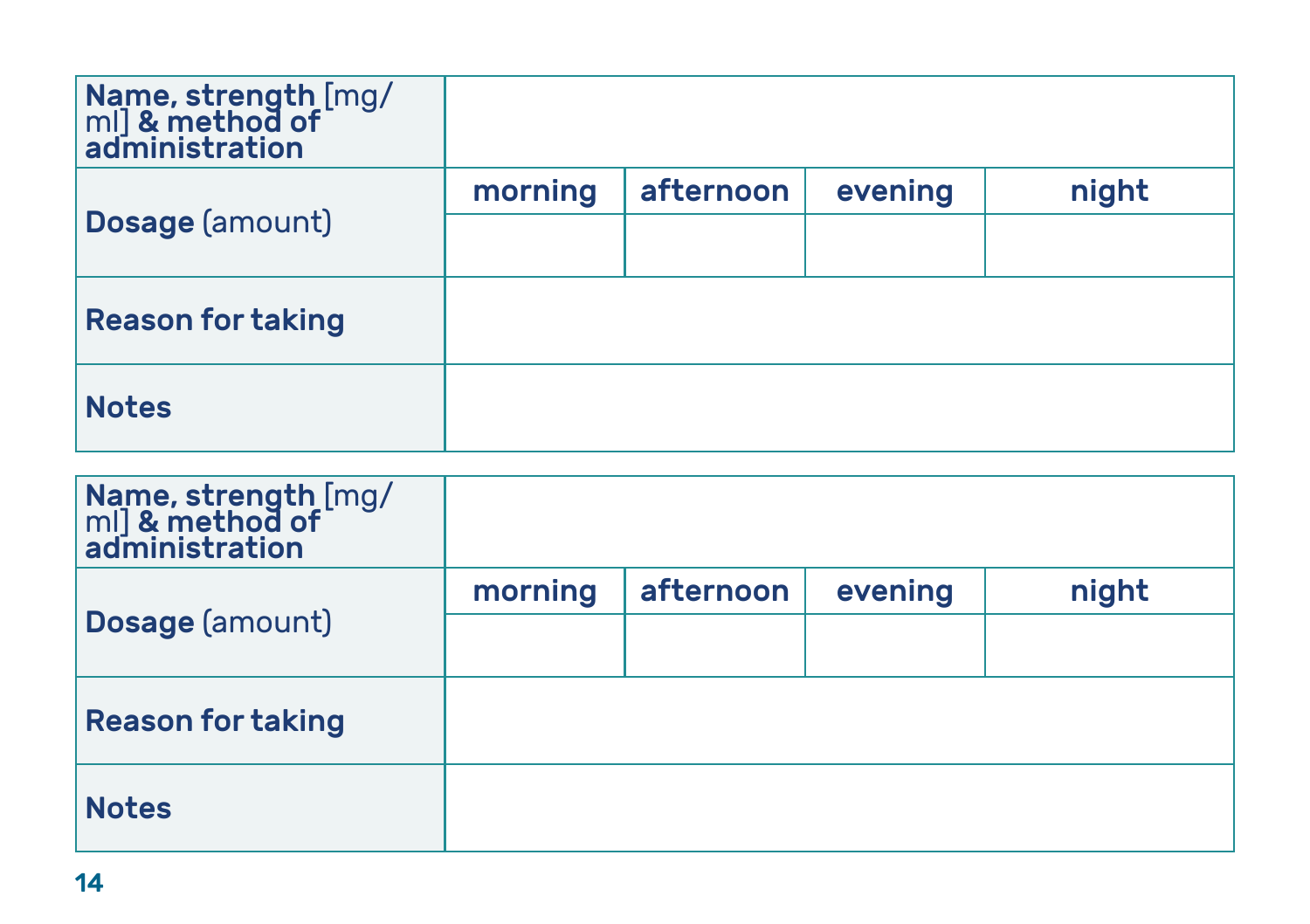| **Name, strength** [mg/ml] **& method of administration** | | | | |
|---|---|---|---|---|
| **Dosage** (amount) | **morning** | **afternoon** | **evening** | **night** |
| | | | | |
| **Reason for taking** | | | | |
| **Notes** | | | | |

| **Name, strength** [mg/ml] **& method of administration** | | | | |
|---|---|---|---|---|
| **Dosage** (amount) | **morning** | **afternoon** | **evening** | **night** |
| | | | | |
| **Reason for taking** | | | | |
| **Notes** | | | | |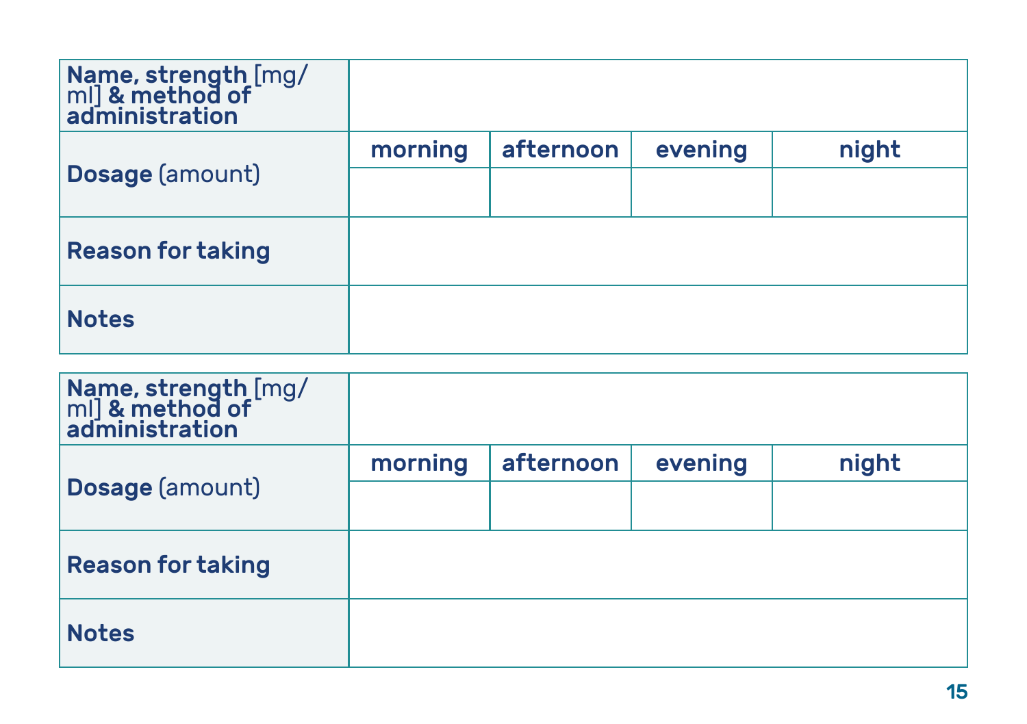| **Name, strength** [mg/ml] **& method of administration** | | | | |
|---|---|---|---|---|
| **Dosage** (amount) | **morning** | **afternoon** | **evening** | **night** |
| | | | | |
| **Reason for taking** | | | | |
| **Notes** | | | | |

| **Name, strength** [mg/ml] **& method of administration** | | | | |
|---|---|---|---|---|
| **Dosage** (amount) | **morning** | **afternoon** | **evening** | **night** |
| | | | | |
| **Reason for taking** | | | | |
| **Notes** | | | | |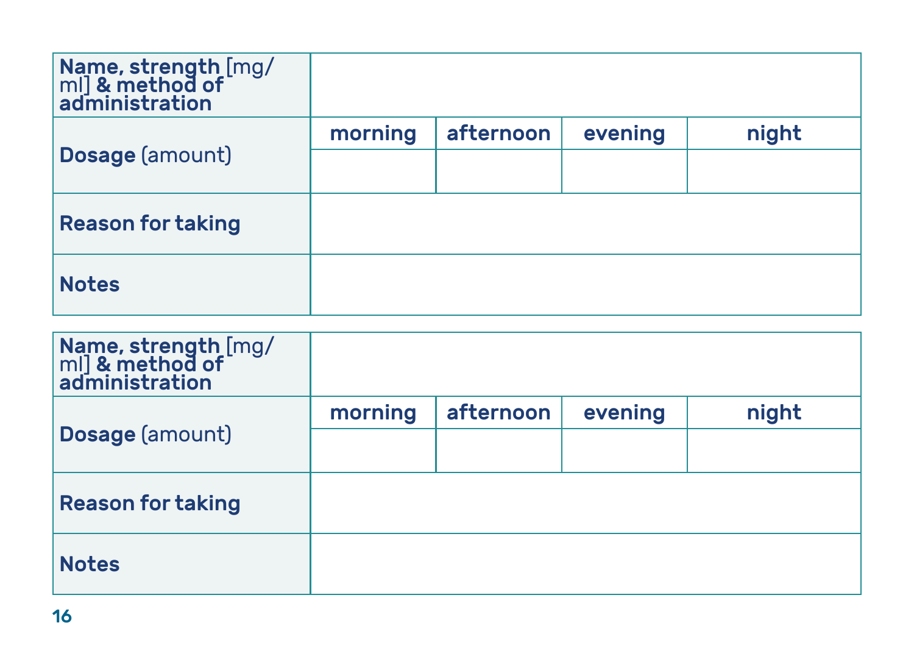| **Name, strength** [mg/ml] **& method of administration** | | | | |
|---|---|---|---|---|
| **Dosage** (amount) | **morning** | **afternoon** | **evening** | **night** |
| | | | | |
| **Reason for taking** | | | | |
| **Notes** | | | | |

| **Name, strength** [mg/ml] **& method of administration** | | | | |
|---|---|---|---|---|
| **Dosage** (amount) | **morning** | **afternoon** | **evening** | **night** |
| | | | | |
| **Reason for taking** | | | | |
| **Notes** | | | | |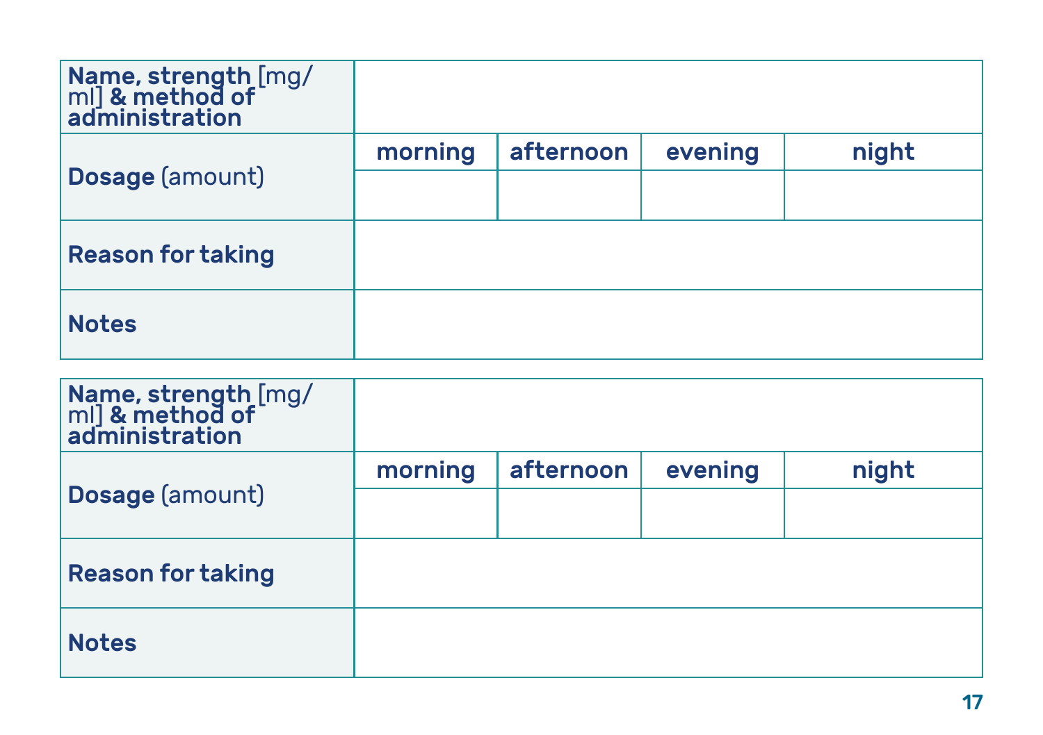| **Name, strength** [mg/ml] **& method of administration** | | | | |
|---|---|---|---|---|
| **Dosage** (amount) | **morning** | **afternoon** | **evening** | **night** |
| | | | | |
| **Reason for taking** | | | | |
| **Notes** | | | | |

| **Name, strength** [mg/ml] **& method of administration** | | | | |
|---|---|---|---|---|
| **Dosage** (amount) | **morning** | **afternoon** | **evening** | **night** |
| | | | | |
| **Reason for taking** | | | | |
| **Notes** | | | | |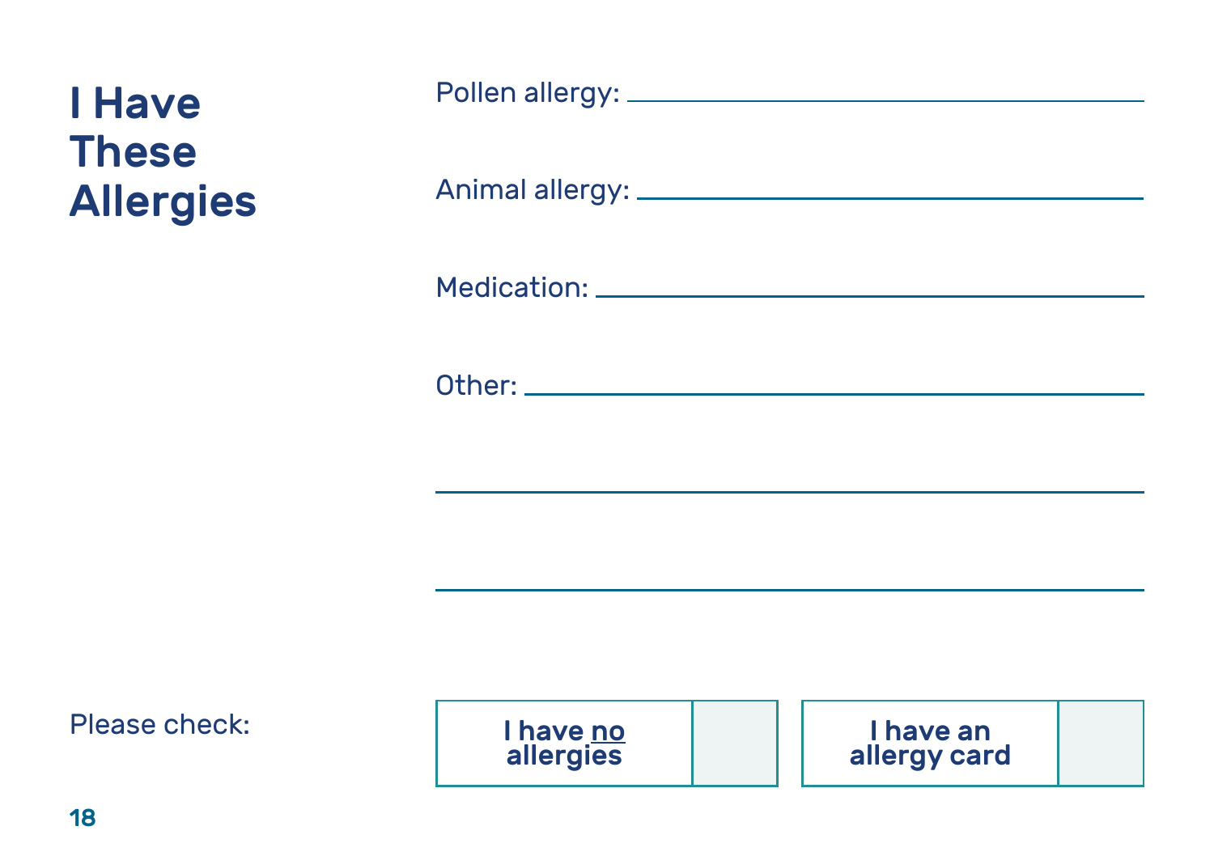# I Have These Allergies

Pollen allergy: ______________________________

Animal allergy: ______________________________

Medication: ______________________________

Other: ______________________________

______________________________

______________________________

Please check:

| I have <u>no</u> allergies | ☐ |
| --- | --- |
| **I have an allergy card** | ☐ |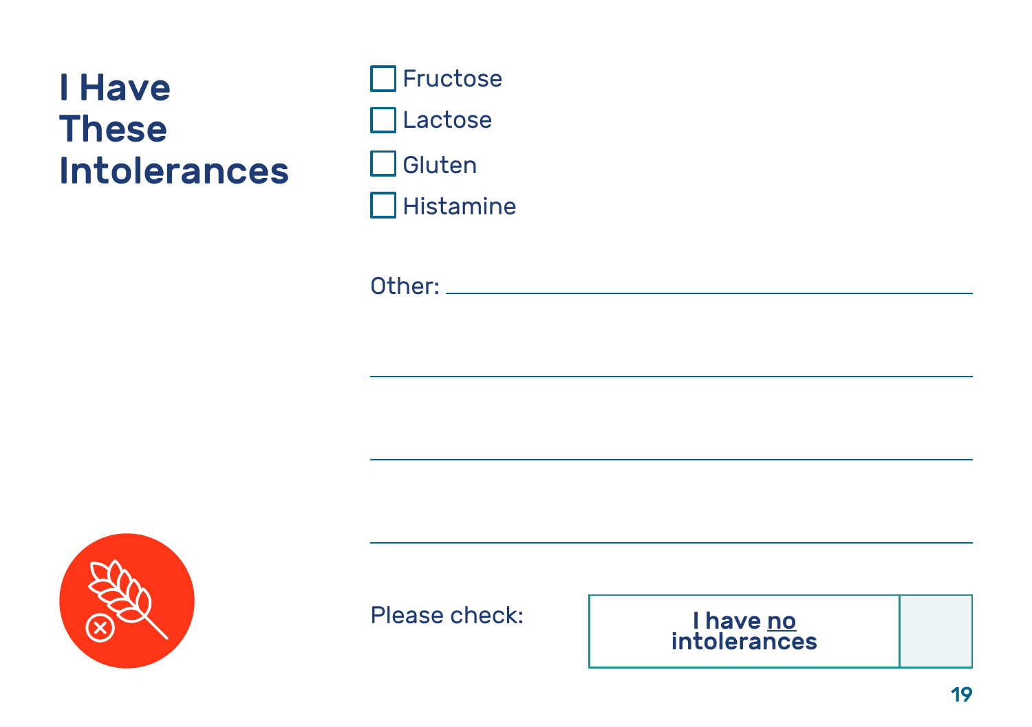# I Have These Intolerances

- [ ] Fructose
- [ ] Lactose
- [ ] Gluten
- [ ] Histamine

Other: ______________________________________________

______________________________________________

______________________________________________

______________________________________________

Please check:

| I have <u>no</u> intolerances | |
|---|---|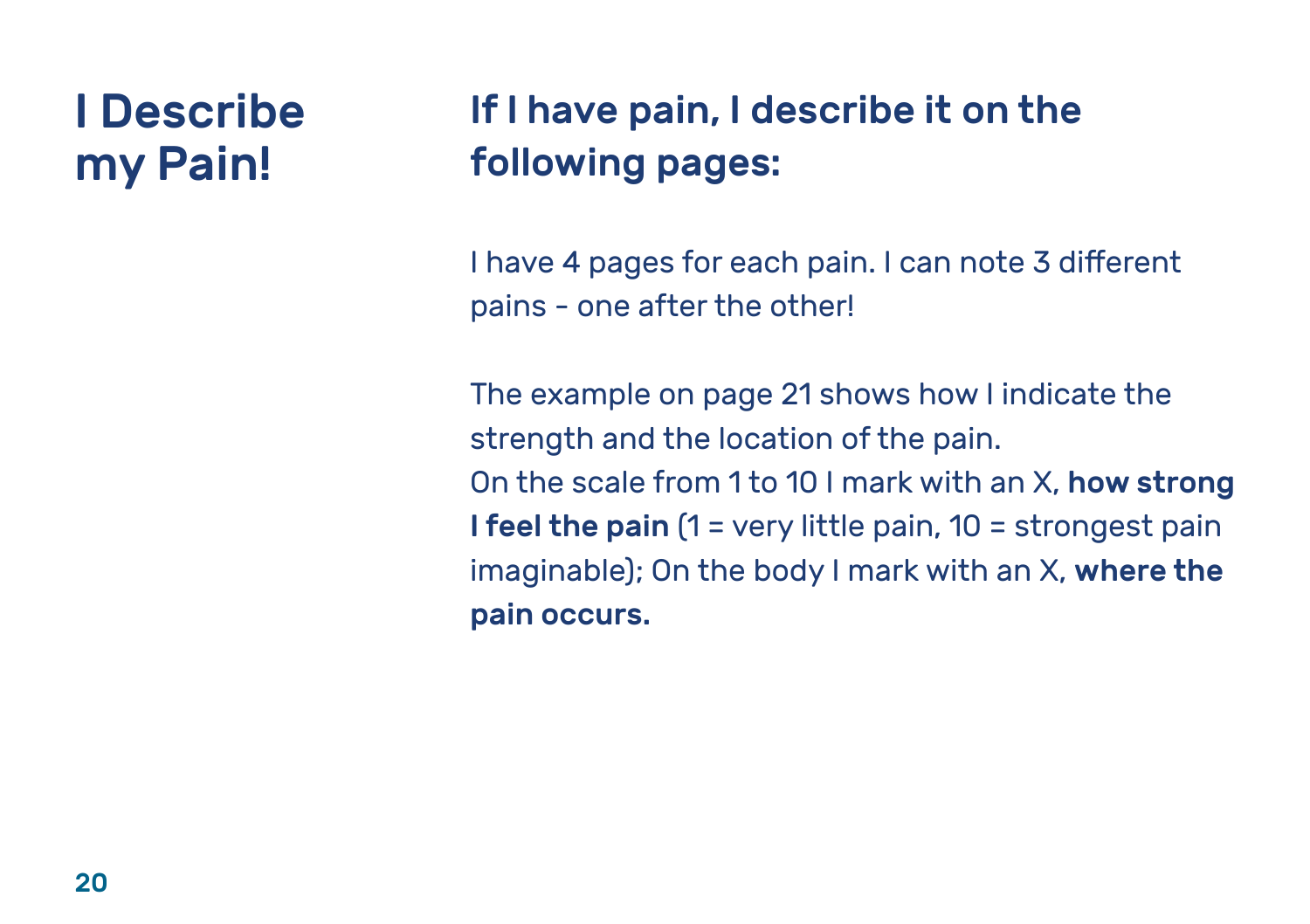# I Describe my Pain!

## If I have pain, I describe it on the following pages:

I have 4 pages for each pain. I can note 3 different pains - one after the other!

The example on page 21 shows how I indicate the strength and the location of the pain.
On the scale from 1 to 10 I mark with an X, **how strong I feel the pain** (1 = very little pain, 10 = strongest pain imaginable); On the body I mark with an X, **where the pain occurs.**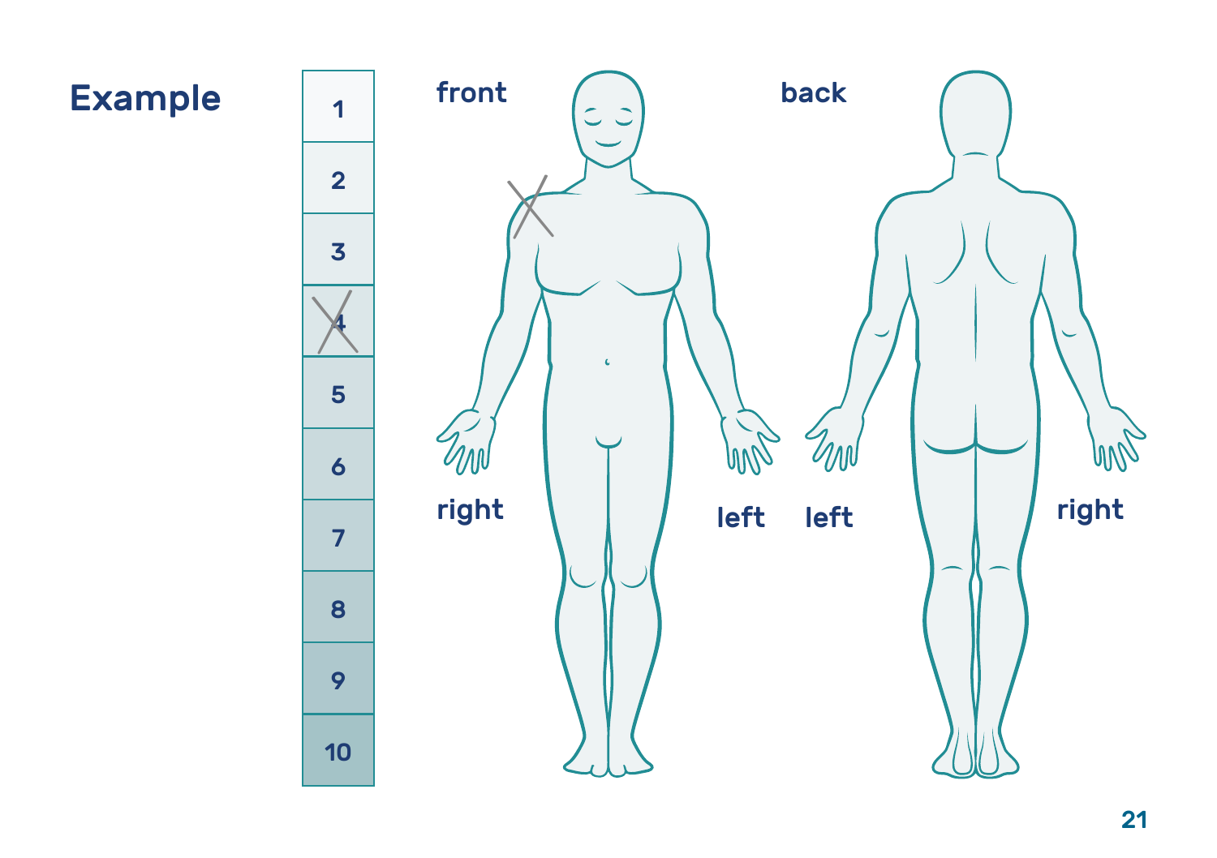## Example

| |
|---|
| 1 |
| 2 |
| 3 |
| ~~4~~ |
| 5 |
| 6 |
| 7 |
| 8 |
| 9 |
| 10 |

front

back

right

left

left

right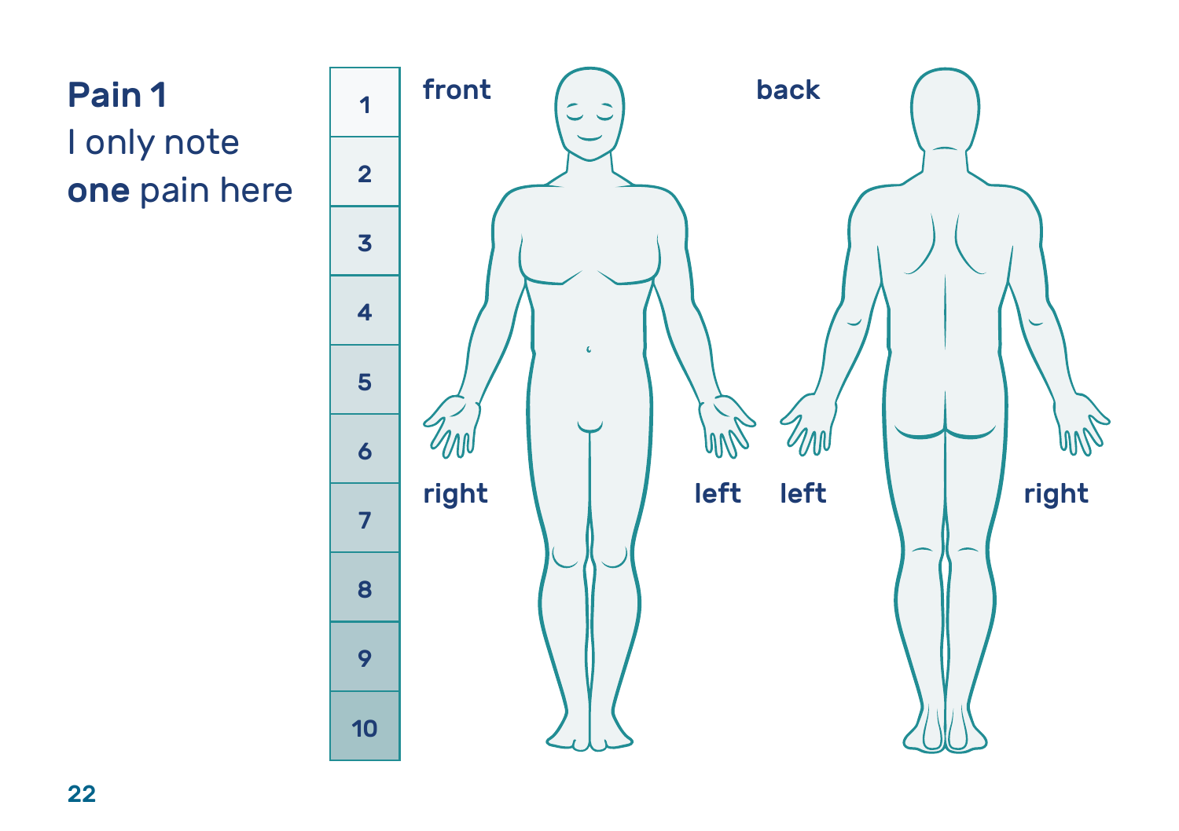## Pain 1

I only note **one** pain here

| |
|---|
| 1 |
| 2 |
| 3 |
| 4 |
| 5 |
| 6 |
| 7 |
| 8 |
| 9 |
| 10 |

front

right

left

back

left

right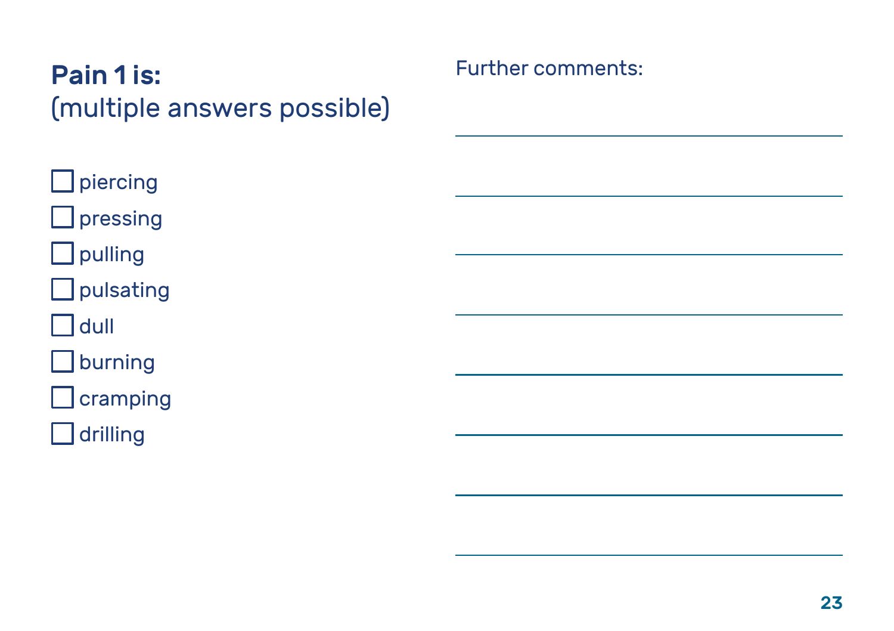**Pain 1 is:**
(multiple answers possible)

- [ ] piercing
- [ ] pressing
- [ ] pulling
- [ ] pulsating
- [ ] dull
- [ ] burning
- [ ] cramping
- [ ] drilling

Further comments:

_______________________________________________

_______________________________________________

_______________________________________________

_______________________________________________

_______________________________________________

_______________________________________________

_______________________________________________

_______________________________________________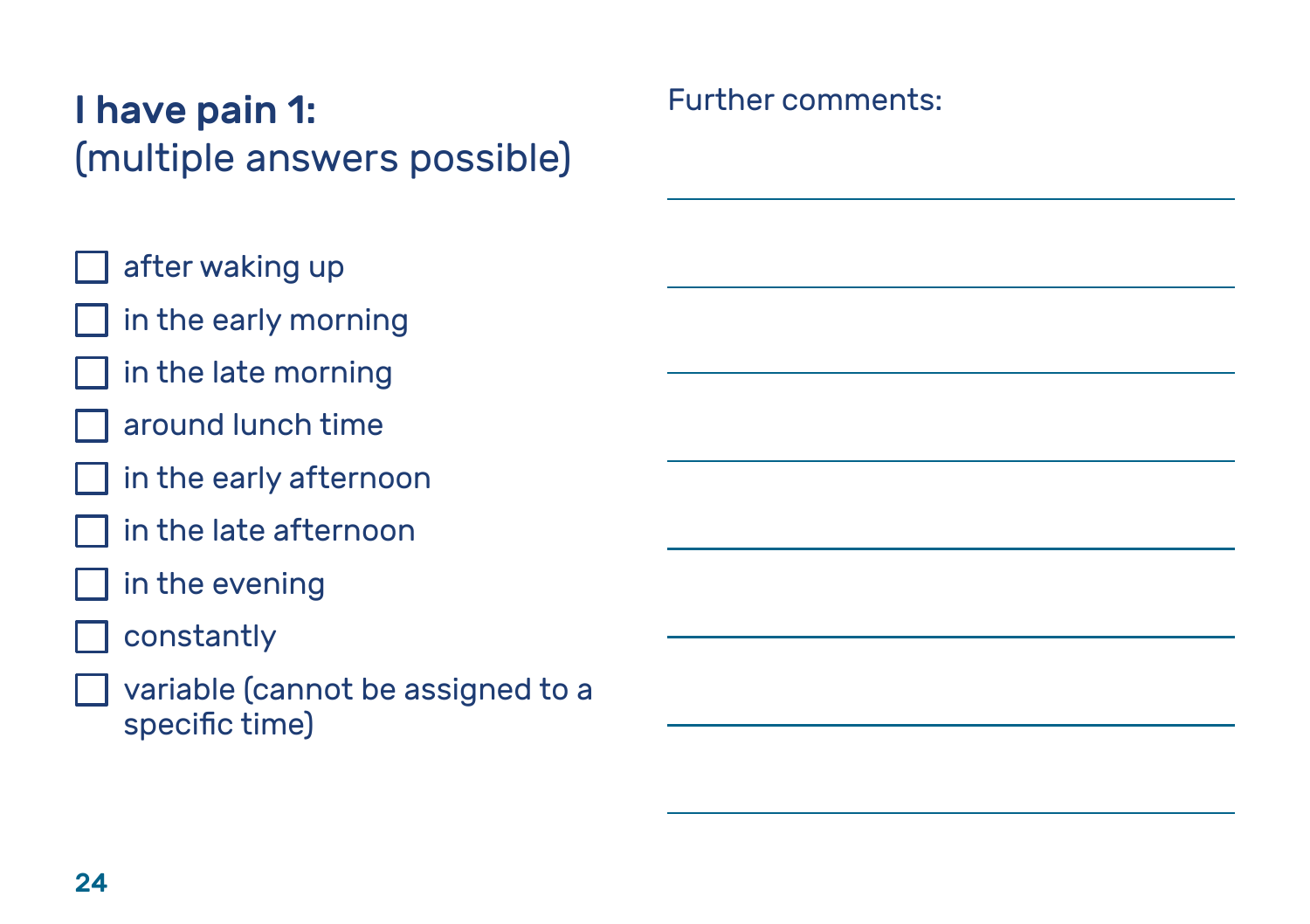**I have pain 1:**
(multiple answers possible)

- [ ] after waking up
- [ ] in the early morning
- [ ] in the late morning
- [ ] around lunch time
- [ ] in the early afternoon
- [ ] in the late afternoon
- [ ] in the evening
- [ ] constantly
- [ ] variable (cannot be assigned to a specific time)

Further comments:

\_\_\_\_\_\_\_\_\_\_\_\_\_\_\_\_\_\_\_\_\_\_\_\_\_\_\_\_\_\_\_\_\_\_\_\_\_\_\_\_

\_\_\_\_\_\_\_\_\_\_\_\_\_\_\_\_\_\_\_\_\_\_\_\_\_\_\_\_\_\_\_\_\_\_\_\_\_\_\_\_

\_\_\_\_\_\_\_\_\_\_\_\_\_\_\_\_\_\_\_\_\_\_\_\_\_\_\_\_\_\_\_\_\_\_\_\_\_\_\_\_

\_\_\_\_\_\_\_\_\_\_\_\_\_\_\_\_\_\_\_\_\_\_\_\_\_\_\_\_\_\_\_\_\_\_\_\_\_\_\_\_

\_\_\_\_\_\_\_\_\_\_\_\_\_\_\_\_\_\_\_\_\_\_\_\_\_\_\_\_\_\_\_\_\_\_\_\_\_\_\_\_

\_\_\_\_\_\_\_\_\_\_\_\_\_\_\_\_\_\_\_\_\_\_\_\_\_\_\_\_\_\_\_\_\_\_\_\_\_\_\_\_

\_\_\_\_\_\_\_\_\_\_\_\_\_\_\_\_\_\_\_\_\_\_\_\_\_\_\_\_\_\_\_\_\_\_\_\_\_\_\_\_

\_\_\_\_\_\_\_\_\_\_\_\_\_\_\_\_\_\_\_\_\_\_\_\_\_\_\_\_\_\_\_\_\_\_\_\_\_\_\_\_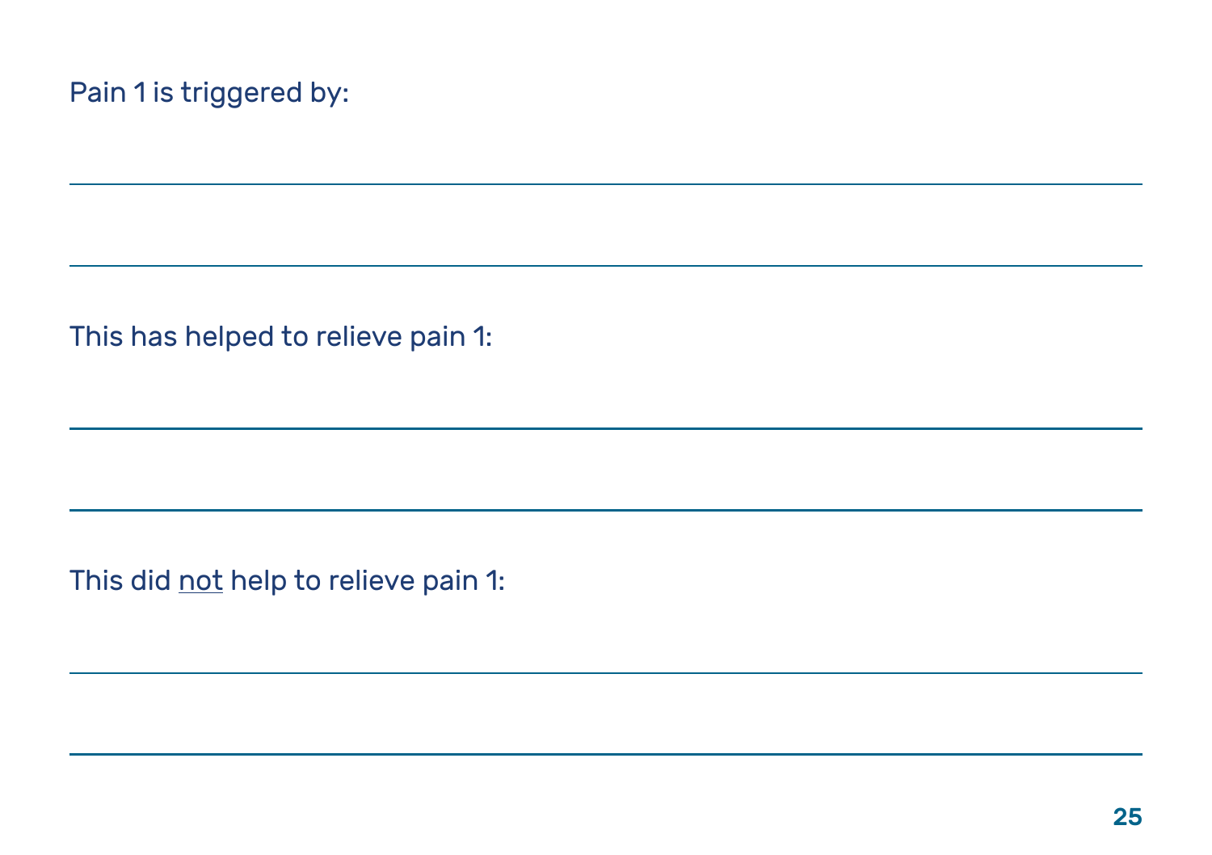Pain 1 is triggered by:

\_\_\_\_\_\_\_\_\_\_\_\_\_\_\_\_\_\_\_\_\_\_\_\_\_\_\_\_\_\_\_\_\_\_\_\_\_\_\_\_\_\_\_\_\_\_\_\_\_\_\_\_\_\_\_\_\_\_\_\_

\_\_\_\_\_\_\_\_\_\_\_\_\_\_\_\_\_\_\_\_\_\_\_\_\_\_\_\_\_\_\_\_\_\_\_\_\_\_\_\_\_\_\_\_\_\_\_\_\_\_\_\_\_\_\_\_\_\_\_\_

This has helped to relieve pain 1:

\_\_\_\_\_\_\_\_\_\_\_\_\_\_\_\_\_\_\_\_\_\_\_\_\_\_\_\_\_\_\_\_\_\_\_\_\_\_\_\_\_\_\_\_\_\_\_\_\_\_\_\_\_\_\_\_\_\_\_\_

\_\_\_\_\_\_\_\_\_\_\_\_\_\_\_\_\_\_\_\_\_\_\_\_\_\_\_\_\_\_\_\_\_\_\_\_\_\_\_\_\_\_\_\_\_\_\_\_\_\_\_\_\_\_\_\_\_\_\_\_

This did <u>not</u> help to relieve pain 1:

\_\_\_\_\_\_\_\_\_\_\_\_\_\_\_\_\_\_\_\_\_\_\_\_\_\_\_\_\_\_\_\_\_\_\_\_\_\_\_\_\_\_\_\_\_\_\_\_\_\_\_\_\_\_\_\_\_\_\_\_

\_\_\_\_\_\_\_\_\_\_\_\_\_\_\_\_\_\_\_\_\_\_\_\_\_\_\_\_\_\_\_\_\_\_\_\_\_\_\_\_\_\_\_\_\_\_\_\_\_\_\_\_\_\_\_\_\_\_\_\_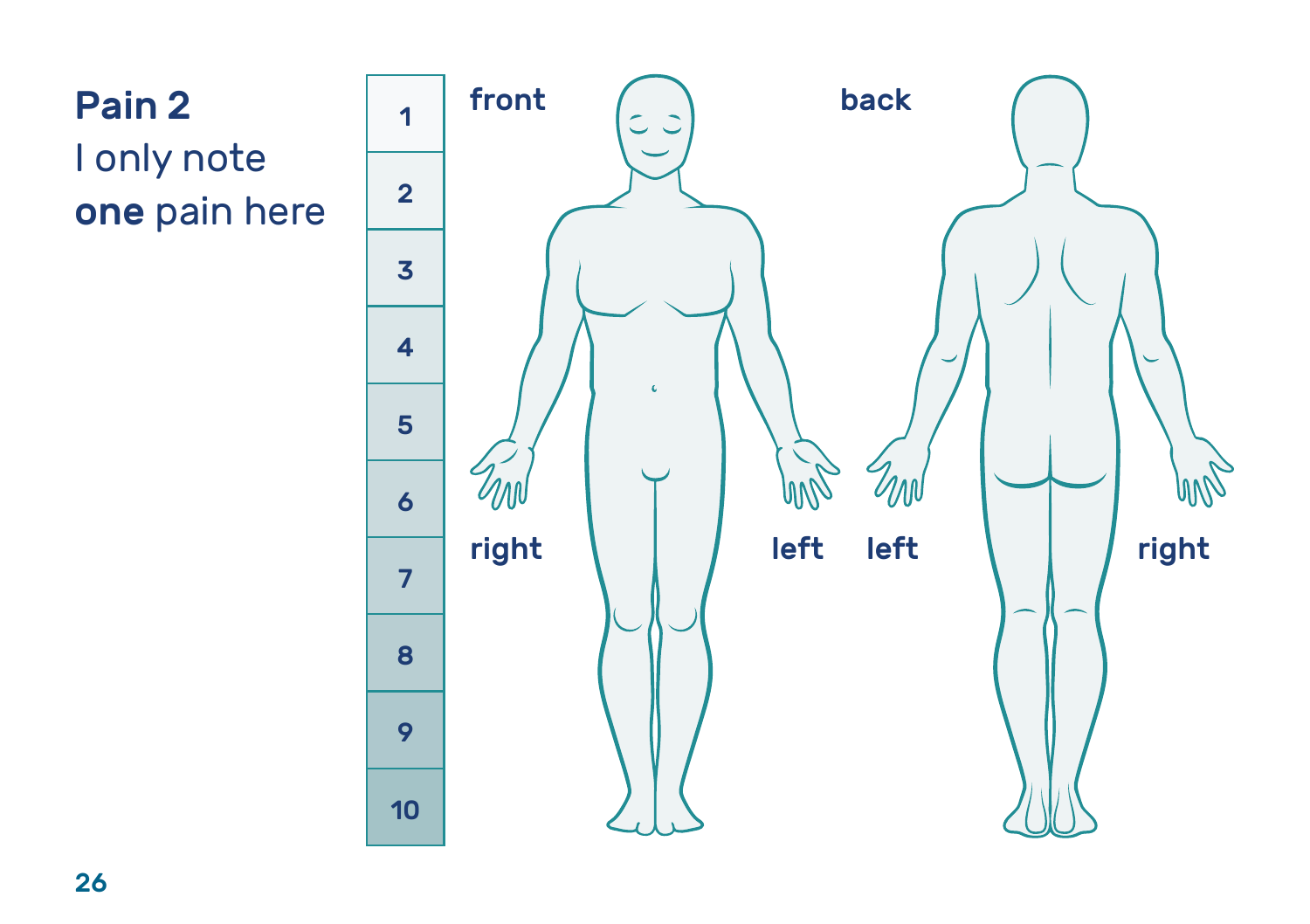**Pain 2**
I only note **one** pain here

| 1 |
| --- |
| 2 |
| 3 |
| 4 |
| 5 |
| 6 |
| 7 |
| 8 |
| 9 |
| 10 |

front

right

left

back

left

right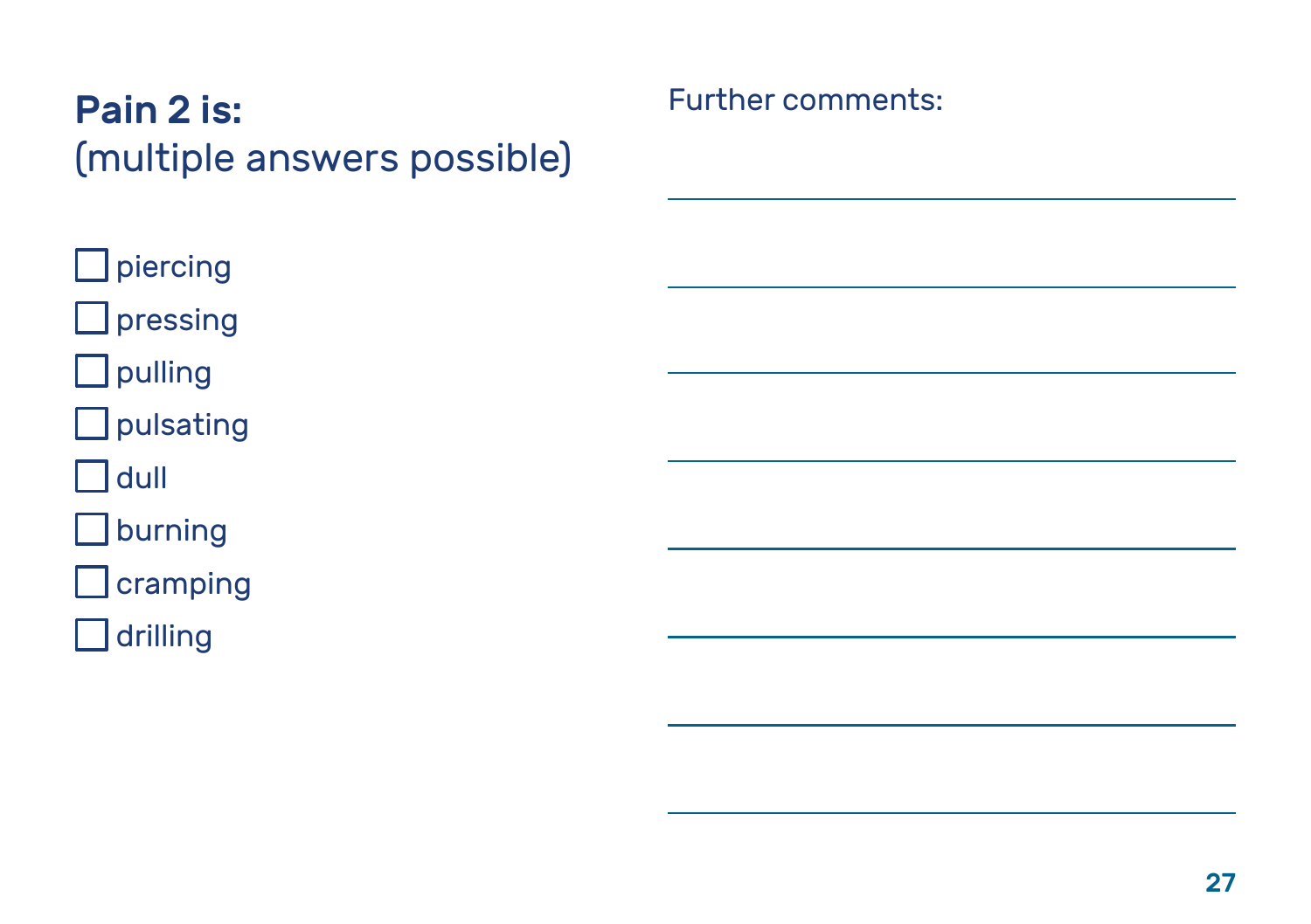**Pain 2 is:**
(multiple answers possible)

- [ ] piercing
- [ ] pressing
- [ ] pulling
- [ ] pulsating
- [ ] dull
- [ ] burning
- [ ] cramping
- [ ] drilling

Further comments:

\_\_\_\_\_\_\_\_\_\_\_\_\_\_\_\_\_\_\_\_\_\_\_\_\_\_\_\_\_\_\_\_\_\_\_\_\_\_\_\_

\_\_\_\_\_\_\_\_\_\_\_\_\_\_\_\_\_\_\_\_\_\_\_\_\_\_\_\_\_\_\_\_\_\_\_\_\_\_\_\_

\_\_\_\_\_\_\_\_\_\_\_\_\_\_\_\_\_\_\_\_\_\_\_\_\_\_\_\_\_\_\_\_\_\_\_\_\_\_\_\_

\_\_\_\_\_\_\_\_\_\_\_\_\_\_\_\_\_\_\_\_\_\_\_\_\_\_\_\_\_\_\_\_\_\_\_\_\_\_\_\_

\_\_\_\_\_\_\_\_\_\_\_\_\_\_\_\_\_\_\_\_\_\_\_\_\_\_\_\_\_\_\_\_\_\_\_\_\_\_\_\_

\_\_\_\_\_\_\_\_\_\_\_\_\_\_\_\_\_\_\_\_\_\_\_\_\_\_\_\_\_\_\_\_\_\_\_\_\_\_\_\_

\_\_\_\_\_\_\_\_\_\_\_\_\_\_\_\_\_\_\_\_\_\_\_\_\_\_\_\_\_\_\_\_\_\_\_\_\_\_\_\_

\_\_\_\_\_\_\_\_\_\_\_\_\_\_\_\_\_\_\_\_\_\_\_\_\_\_\_\_\_\_\_\_\_\_\_\_\_\_\_\_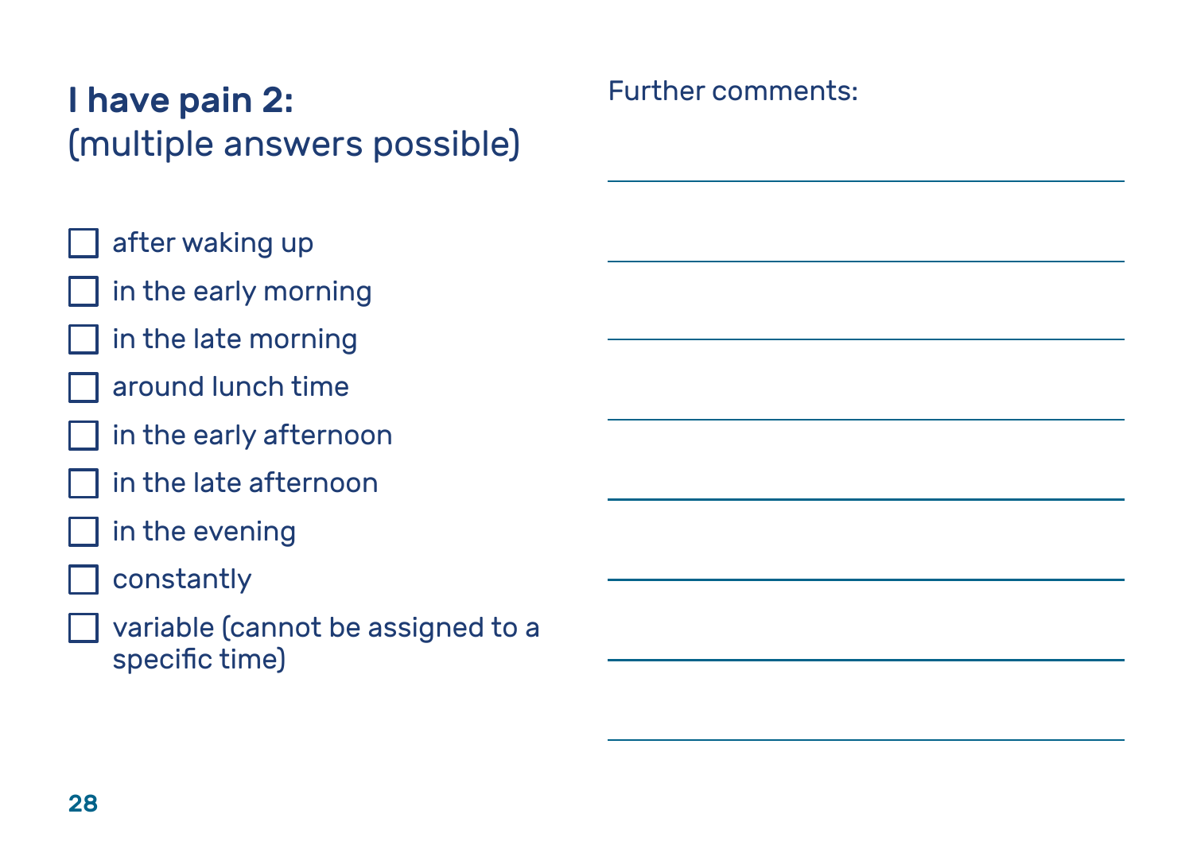## **I have pain 2:**
(multiple answers possible)

- [ ] after waking up
- [ ] in the early morning
- [ ] in the late morning
- [ ] around lunch time
- [ ] in the early afternoon
- [ ] in the late afternoon
- [ ] in the evening
- [ ] constantly
- [ ] variable (cannot be assigned to a specific time)

Further comments:

\_\_\_\_\_\_\_\_\_\_\_\_\_\_\_\_\_\_\_\_\_\_\_\_\_\_\_\_\_\_\_\_\_\_\_\_\_\_\_\_

\_\_\_\_\_\_\_\_\_\_\_\_\_\_\_\_\_\_\_\_\_\_\_\_\_\_\_\_\_\_\_\_\_\_\_\_\_\_\_\_

\_\_\_\_\_\_\_\_\_\_\_\_\_\_\_\_\_\_\_\_\_\_\_\_\_\_\_\_\_\_\_\_\_\_\_\_\_\_\_\_

\_\_\_\_\_\_\_\_\_\_\_\_\_\_\_\_\_\_\_\_\_\_\_\_\_\_\_\_\_\_\_\_\_\_\_\_\_\_\_\_

\_\_\_\_\_\_\_\_\_\_\_\_\_\_\_\_\_\_\_\_\_\_\_\_\_\_\_\_\_\_\_\_\_\_\_\_\_\_\_\_

\_\_\_\_\_\_\_\_\_\_\_\_\_\_\_\_\_\_\_\_\_\_\_\_\_\_\_\_\_\_\_\_\_\_\_\_\_\_\_\_

\_\_\_\_\_\_\_\_\_\_\_\_\_\_\_\_\_\_\_\_\_\_\_\_\_\_\_\_\_\_\_\_\_\_\_\_\_\_\_\_

\_\_\_\_\_\_\_\_\_\_\_\_\_\_\_\_\_\_\_\_\_\_\_\_\_\_\_\_\_\_\_\_\_\_\_\_\_\_\_\_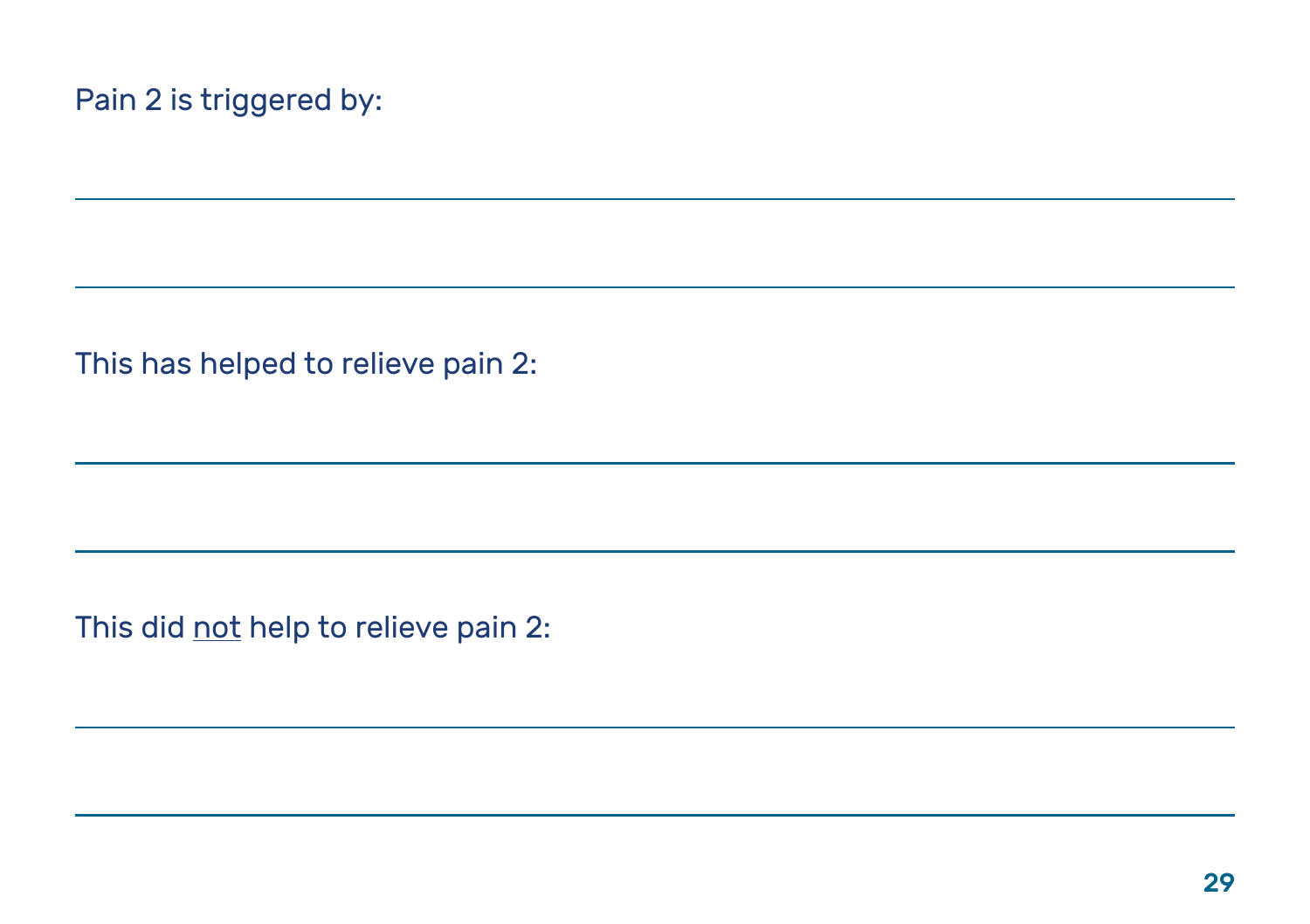Pain 2 is triggered by:

\_\_\_\_\_\_\_\_\_\_\_\_\_\_\_\_\_\_\_\_\_\_\_\_\_\_\_\_\_\_\_\_\_\_\_\_\_\_\_\_

\_\_\_\_\_\_\_\_\_\_\_\_\_\_\_\_\_\_\_\_\_\_\_\_\_\_\_\_\_\_\_\_\_\_\_\_\_\_\_\_

This has helped to relieve pain 2:

\_\_\_\_\_\_\_\_\_\_\_\_\_\_\_\_\_\_\_\_\_\_\_\_\_\_\_\_\_\_\_\_\_\_\_\_\_\_\_\_

\_\_\_\_\_\_\_\_\_\_\_\_\_\_\_\_\_\_\_\_\_\_\_\_\_\_\_\_\_\_\_\_\_\_\_\_\_\_\_\_

This did <u>not</u> help to relieve pain 2:

\_\_\_\_\_\_\_\_\_\_\_\_\_\_\_\_\_\_\_\_\_\_\_\_\_\_\_\_\_\_\_\_\_\_\_\_\_\_\_\_

\_\_\_\_\_\_\_\_\_\_\_\_\_\_\_\_\_\_\_\_\_\_\_\_\_\_\_\_\_\_\_\_\_\_\_\_\_\_\_\_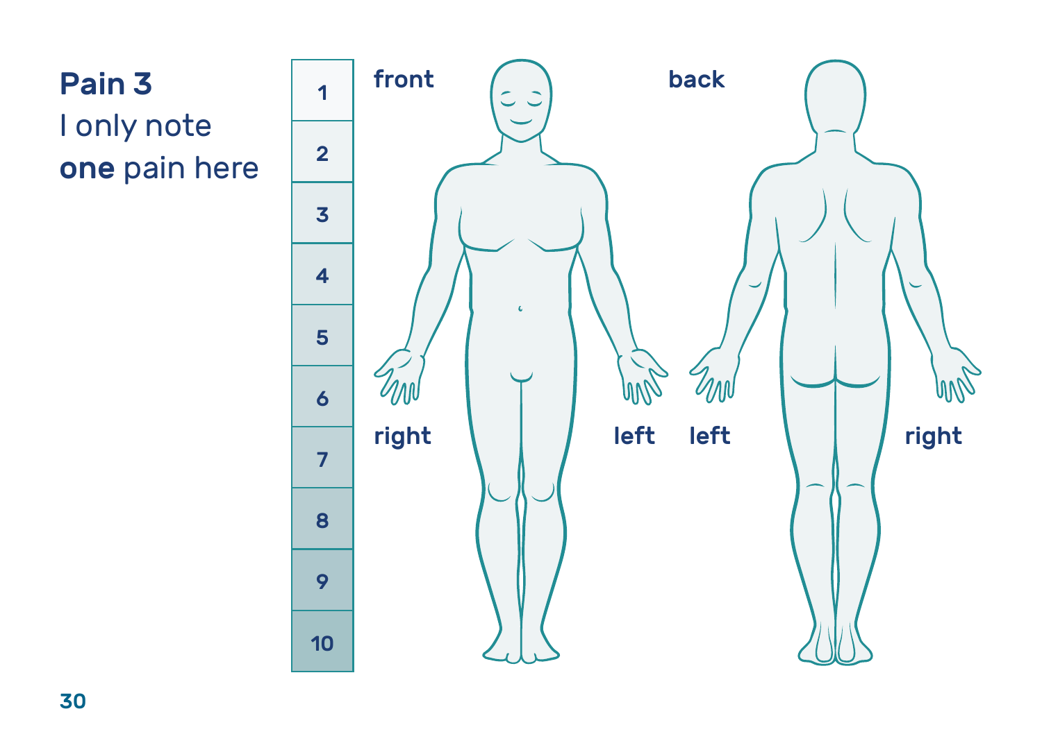**Pain 3**
I only note
**one** pain here

| 1 |
|---|
| 2 |
| 3 |
| 4 |
| 5 |
| 6 |
| 7 |
| 8 |
| 9 |
| 10 |

front

right

left

back

left

right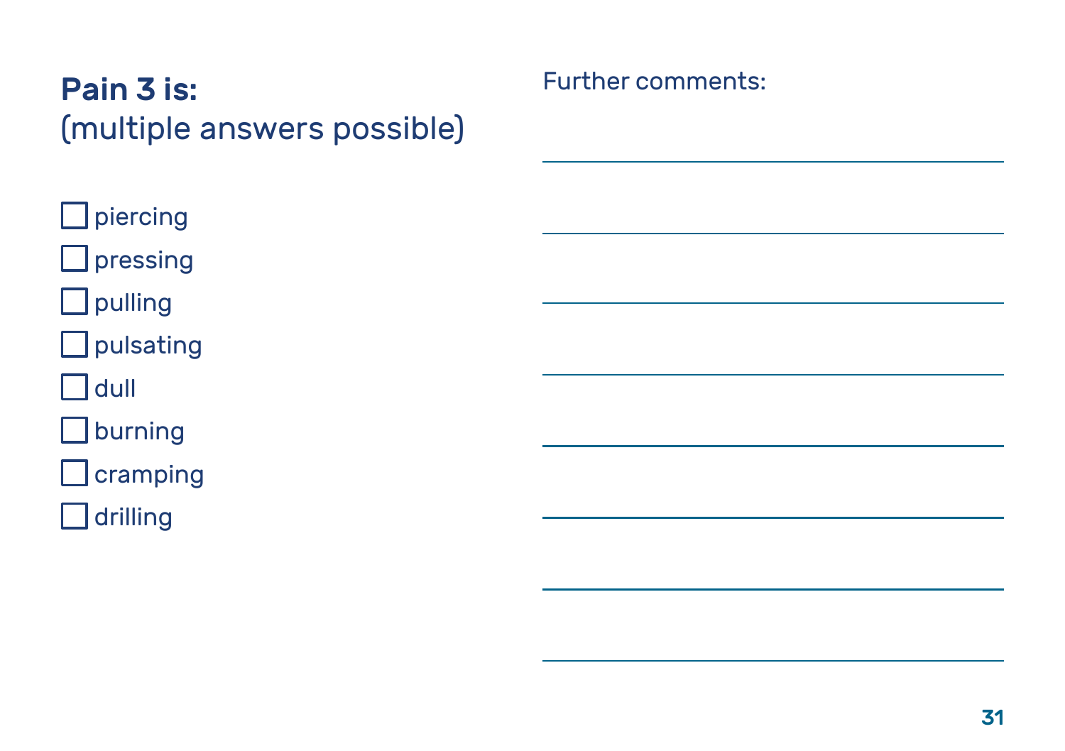**Pain 3 is:**
(multiple answers possible)

- [ ] piercing
- [ ] pressing
- [ ] pulling
- [ ] pulsating
- [ ] dull
- [ ] burning
- [ ] cramping
- [ ] drilling

Further comments:

\_\_\_\_\_\_\_\_\_\_\_\_\_\_\_\_\_\_\_\_\_\_\_\_\_\_\_\_\_\_\_\_\_\_\_\_\_\_\_\_

\_\_\_\_\_\_\_\_\_\_\_\_\_\_\_\_\_\_\_\_\_\_\_\_\_\_\_\_\_\_\_\_\_\_\_\_\_\_\_\_

\_\_\_\_\_\_\_\_\_\_\_\_\_\_\_\_\_\_\_\_\_\_\_\_\_\_\_\_\_\_\_\_\_\_\_\_\_\_\_\_

\_\_\_\_\_\_\_\_\_\_\_\_\_\_\_\_\_\_\_\_\_\_\_\_\_\_\_\_\_\_\_\_\_\_\_\_\_\_\_\_

\_\_\_\_\_\_\_\_\_\_\_\_\_\_\_\_\_\_\_\_\_\_\_\_\_\_\_\_\_\_\_\_\_\_\_\_\_\_\_\_

\_\_\_\_\_\_\_\_\_\_\_\_\_\_\_\_\_\_\_\_\_\_\_\_\_\_\_\_\_\_\_\_\_\_\_\_\_\_\_\_

\_\_\_\_\_\_\_\_\_\_\_\_\_\_\_\_\_\_\_\_\_\_\_\_\_\_\_\_\_\_\_\_\_\_\_\_\_\_\_\_

\_\_\_\_\_\_\_\_\_\_\_\_\_\_\_\_\_\_\_\_\_\_\_\_\_\_\_\_\_\_\_\_\_\_\_\_\_\_\_\_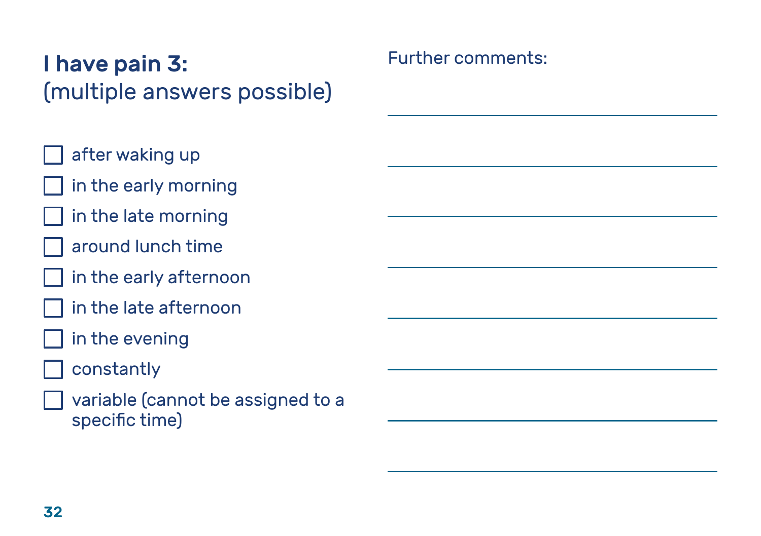## I have pain 3:
(multiple answers possible)

- [ ] after waking up
- [ ] in the early morning
- [ ] in the late morning
- [ ] around lunch time
- [ ] in the early afternoon
- [ ] in the late afternoon
- [ ] in the evening
- [ ] constantly
- [ ] variable (cannot be assigned to a specific time)

Further comments:

\_\_\_\_\_\_\_\_\_\_\_\_\_\_\_\_\_\_\_\_\_\_\_\_\_\_\_\_\_\_

\_\_\_\_\_\_\_\_\_\_\_\_\_\_\_\_\_\_\_\_\_\_\_\_\_\_\_\_\_\_

\_\_\_\_\_\_\_\_\_\_\_\_\_\_\_\_\_\_\_\_\_\_\_\_\_\_\_\_\_\_

\_\_\_\_\_\_\_\_\_\_\_\_\_\_\_\_\_\_\_\_\_\_\_\_\_\_\_\_\_\_

\_\_\_\_\_\_\_\_\_\_\_\_\_\_\_\_\_\_\_\_\_\_\_\_\_\_\_\_\_\_

\_\_\_\_\_\_\_\_\_\_\_\_\_\_\_\_\_\_\_\_\_\_\_\_\_\_\_\_\_\_

\_\_\_\_\_\_\_\_\_\_\_\_\_\_\_\_\_\_\_\_\_\_\_\_\_\_\_\_\_\_

\_\_\_\_\_\_\_\_\_\_\_\_\_\_\_\_\_\_\_\_\_\_\_\_\_\_\_\_\_\_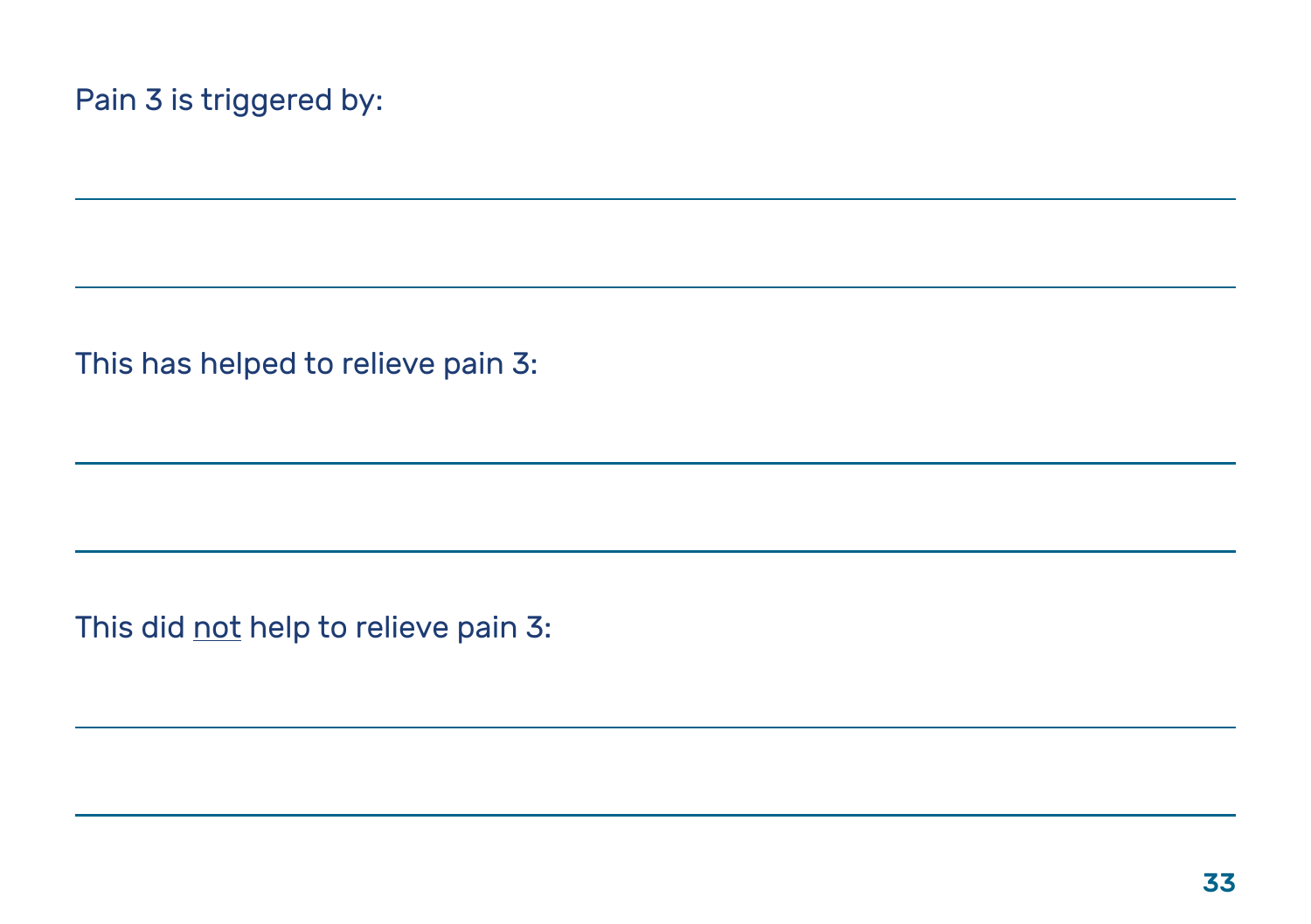Pain 3 is triggered by:

\_\_\_\_\_\_\_\_\_\_\_\_\_\_\_\_\_\_\_\_\_\_\_\_\_\_\_\_\_\_\_\_\_\_\_\_\_\_\_\_

\_\_\_\_\_\_\_\_\_\_\_\_\_\_\_\_\_\_\_\_\_\_\_\_\_\_\_\_\_\_\_\_\_\_\_\_\_\_\_\_

This has helped to relieve pain 3:

\_\_\_\_\_\_\_\_\_\_\_\_\_\_\_\_\_\_\_\_\_\_\_\_\_\_\_\_\_\_\_\_\_\_\_\_\_\_\_\_

\_\_\_\_\_\_\_\_\_\_\_\_\_\_\_\_\_\_\_\_\_\_\_\_\_\_\_\_\_\_\_\_\_\_\_\_\_\_\_\_

This did <u>not</u> help to relieve pain 3:

\_\_\_\_\_\_\_\_\_\_\_\_\_\_\_\_\_\_\_\_\_\_\_\_\_\_\_\_\_\_\_\_\_\_\_\_\_\_\_\_

\_\_\_\_\_\_\_\_\_\_\_\_\_\_\_\_\_\_\_\_\_\_\_\_\_\_\_\_\_\_\_\_\_\_\_\_\_\_\_\_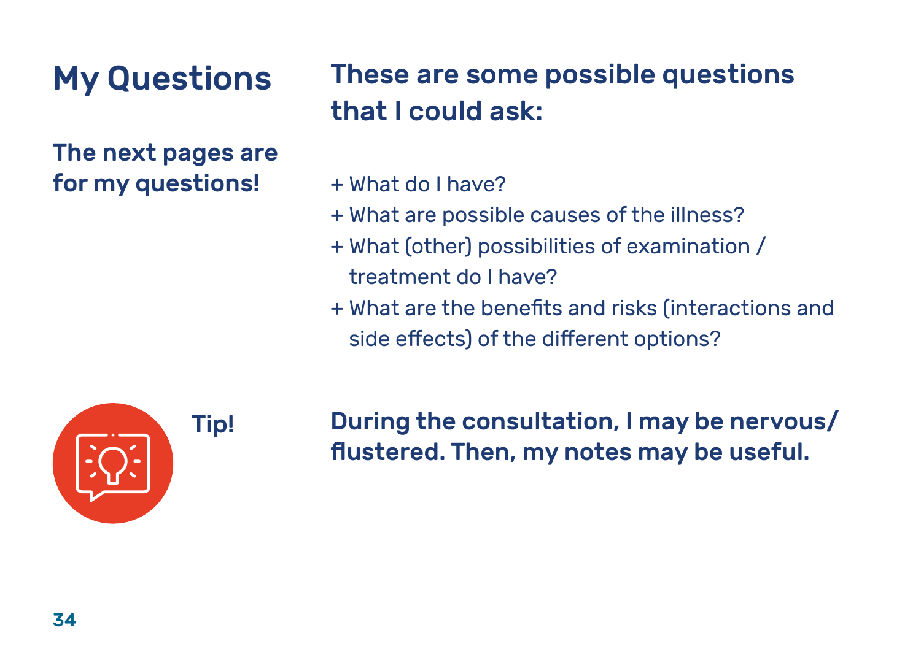# My Questions

**The next pages are for my questions!**

## These are some possible questions that I could ask:

+ What do I have?
+ What are possible causes of the illness?
+ What (other) possibilities of examination / treatment do I have?
+ What are the benefits and risks (interactions and side effects) of the different options?

Tip!

**During the consultation, I may be nervous/ flustered. Then, my notes may be useful.**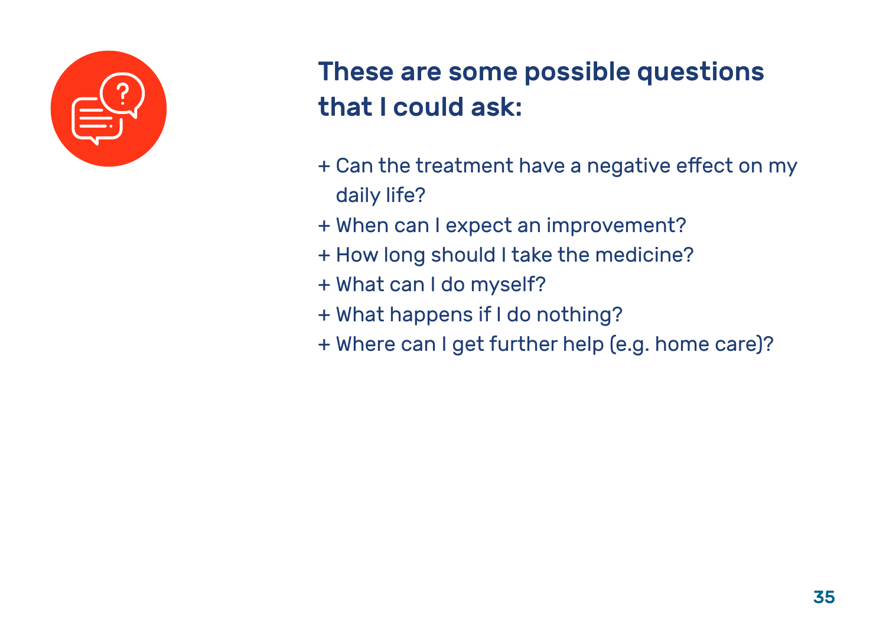## These are some possible questions that I could ask:

+ Can the treatment have a negative effect on my daily life?
+ When can I expect an improvement?
+ How long should I take the medicine?
+ What can I do myself?
+ What happens if I do nothing?
+ Where can I get further help (e.g. home care)?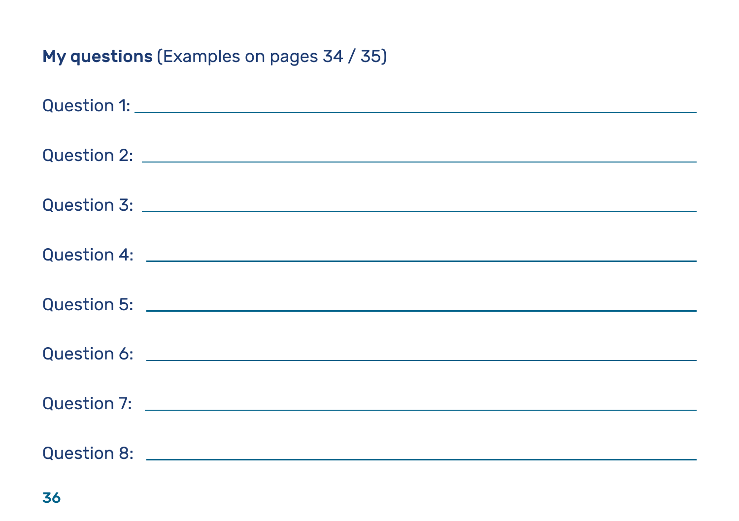**My questions** (Examples on pages 34 / 35)

Question 1: ______________________________________________

Question 2: ______________________________________________

Question 3: ______________________________________________

Question 4: ______________________________________________

Question 5: ______________________________________________

Question 6: ______________________________________________

Question 7: ______________________________________________

Question 8: ______________________________________________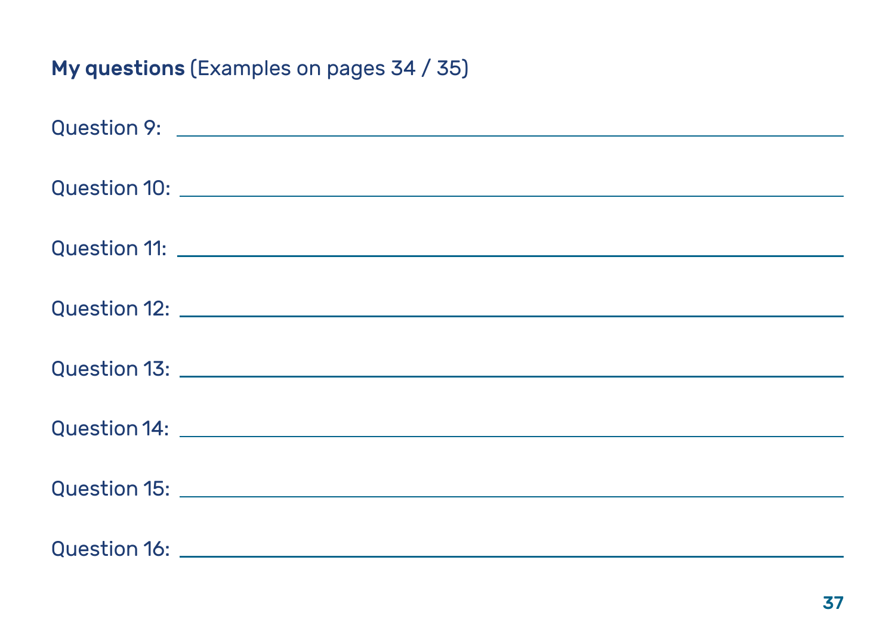**My questions** (Examples on pages 34 / 35)

Question 9: ______________________________________________

Question 10: ______________________________________________

Question 11: ______________________________________________

Question 12: ______________________________________________

Question 13: ______________________________________________

Question 14: ______________________________________________

Question 15: ______________________________________________

Question 16: ______________________________________________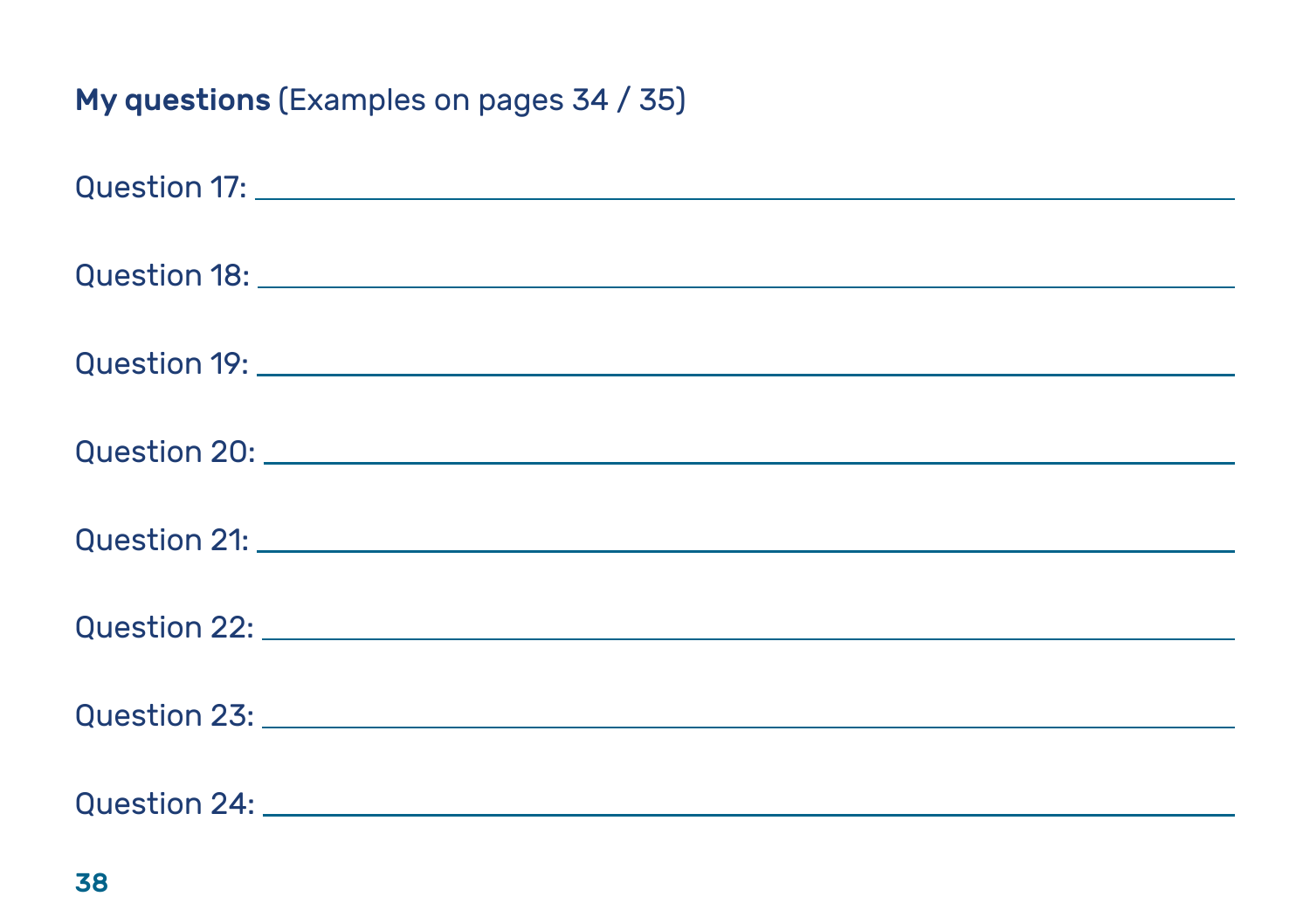**My questions** (Examples on pages 34 / 35)

Question 17: ________________________________________________

Question 18: ________________________________________________

Question 19: ________________________________________________

Question 20: ________________________________________________

Question 21: ________________________________________________

Question 22: ________________________________________________

Question 23: ________________________________________________

Question 24: ________________________________________________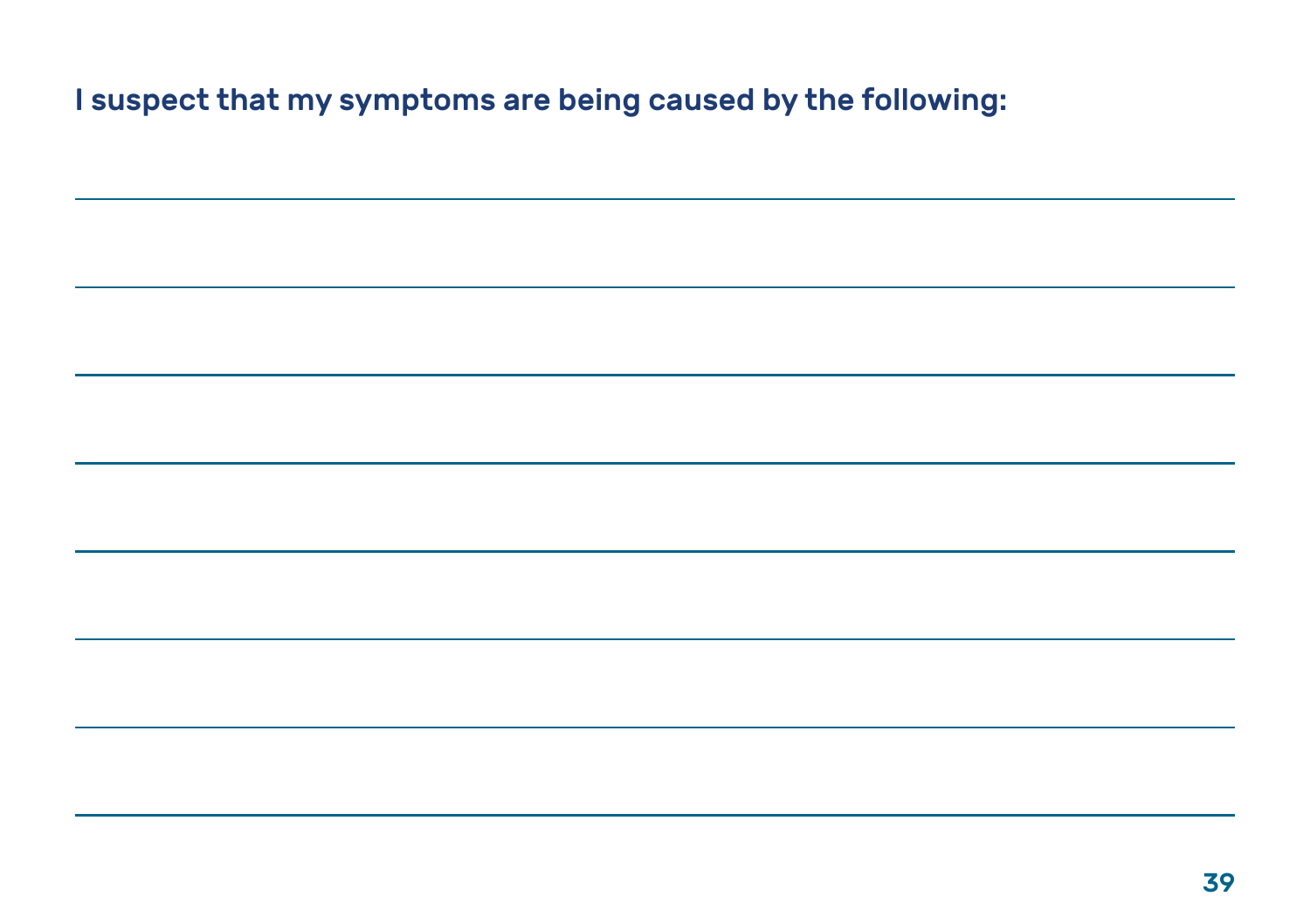**I suspect that my symptoms are being caused by the following:**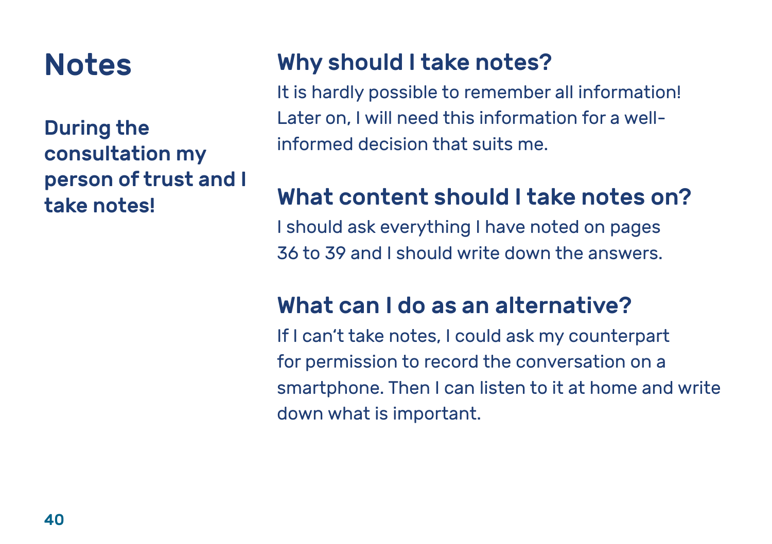# Notes

**During the consultation my person of trust and I take notes!**

## Why should I take notes?

It is hardly possible to remember all information! Later on, I will need this information for a well-informed decision that suits me.

## What content should I take notes on?

I should ask everything I have noted on pages 36 to 39 and I should write down the answers.

## What can I do as an alternative?

If I can't take notes, I could ask my counterpart for permission to record the conversation on a smartphone. Then I can listen to it at home and write down what is important.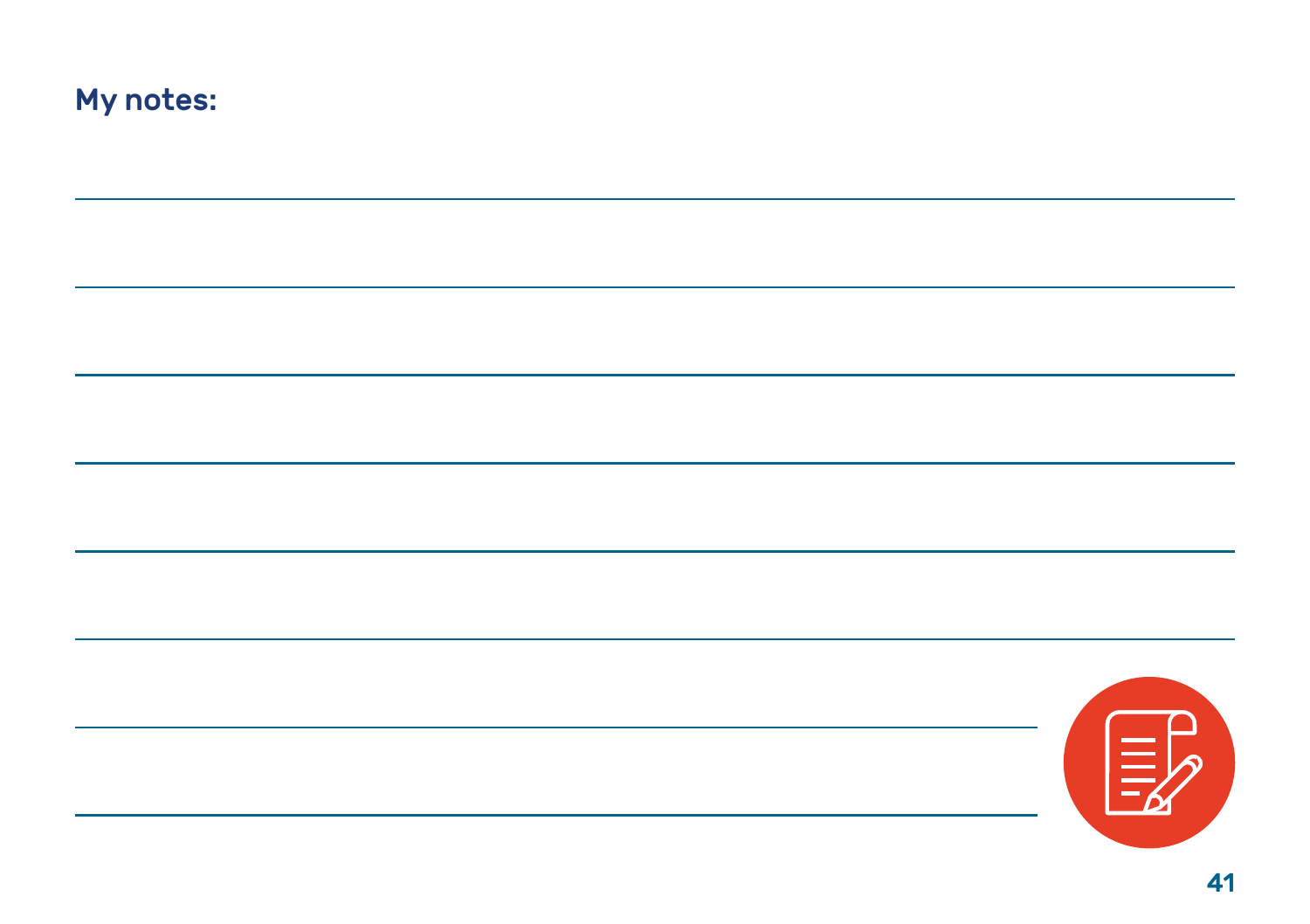**My notes:**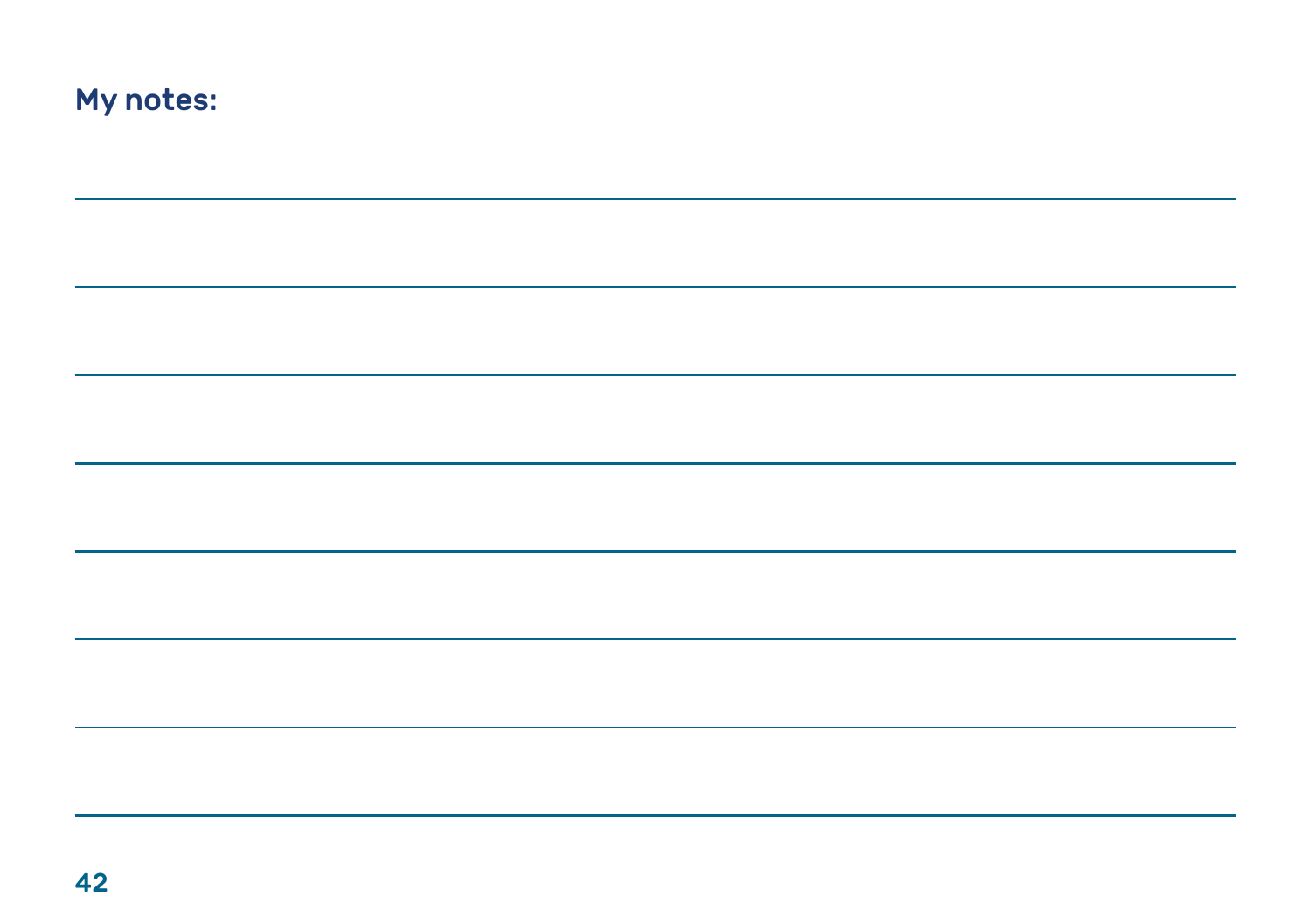**My notes:**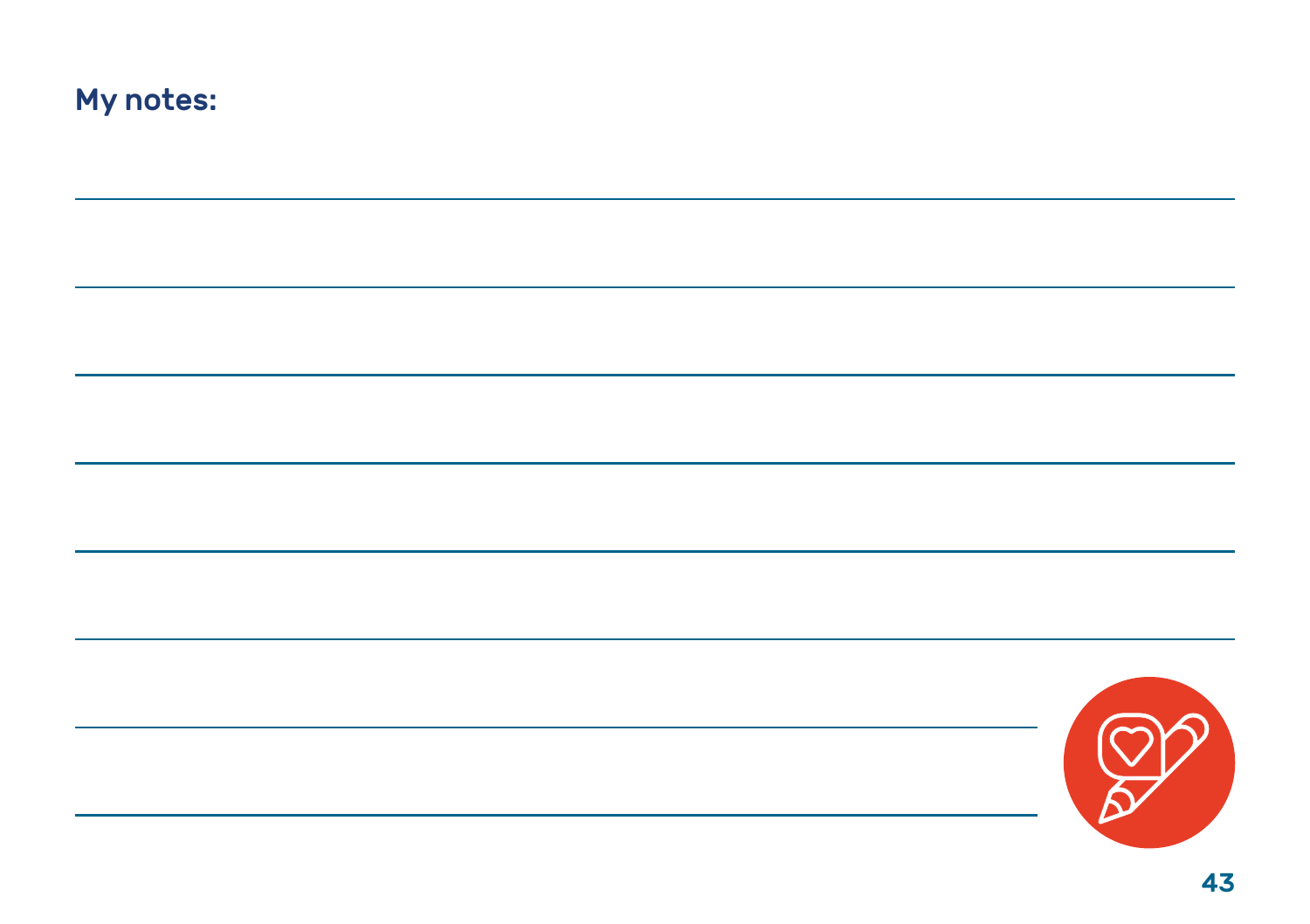**My notes:**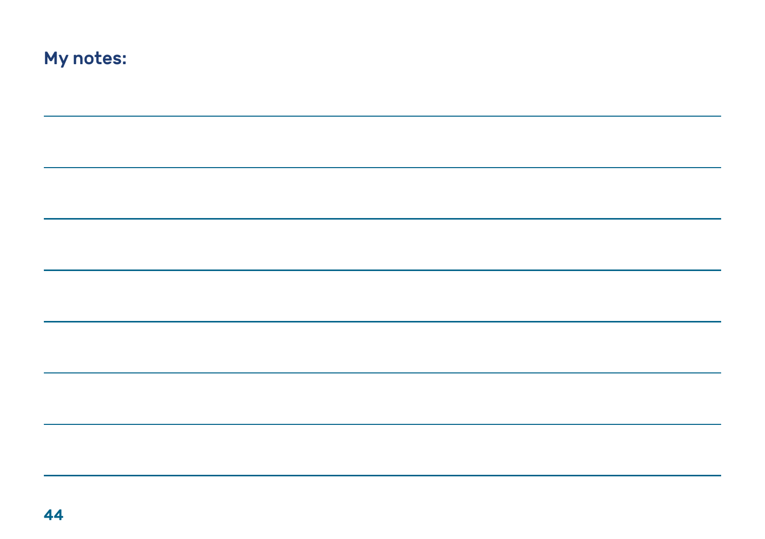**My notes:**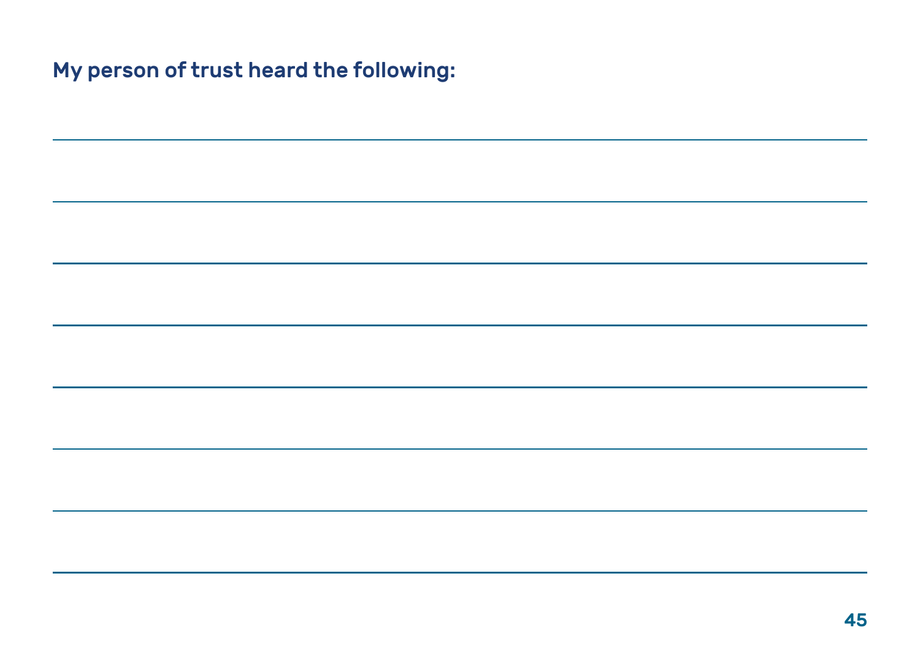**My person of trust heard the following:**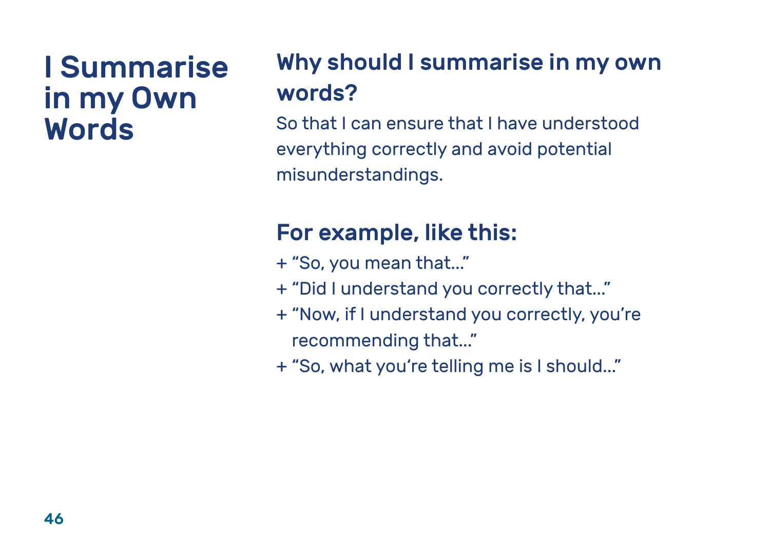# I Summarise in my Own Words

## Why should I summarise in my own words?

So that I can ensure that I have understood everything correctly and avoid potential misunderstandings.

## For example, like this:

+ “So, you mean that…”
+ “Did I understand you correctly that…”
+ “Now, if I understand you correctly, you’re recommending that…”
+ “So, what you’re telling me is I should…”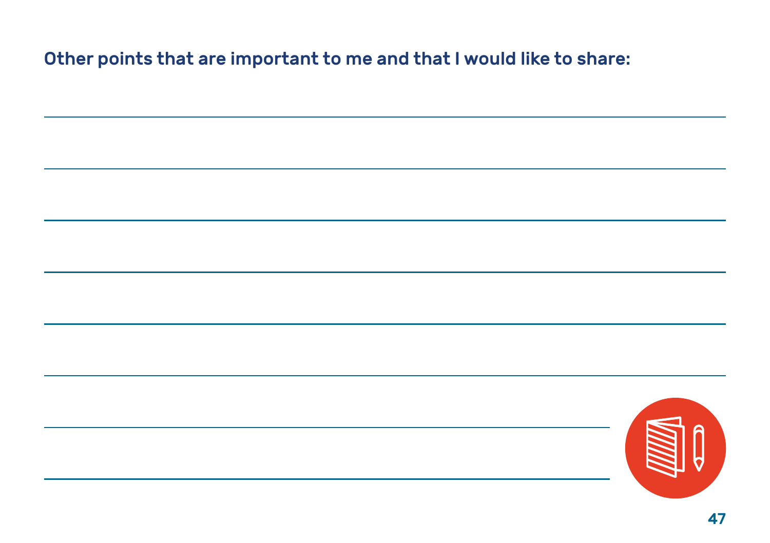**Other points that are important to me and that I would like to share:**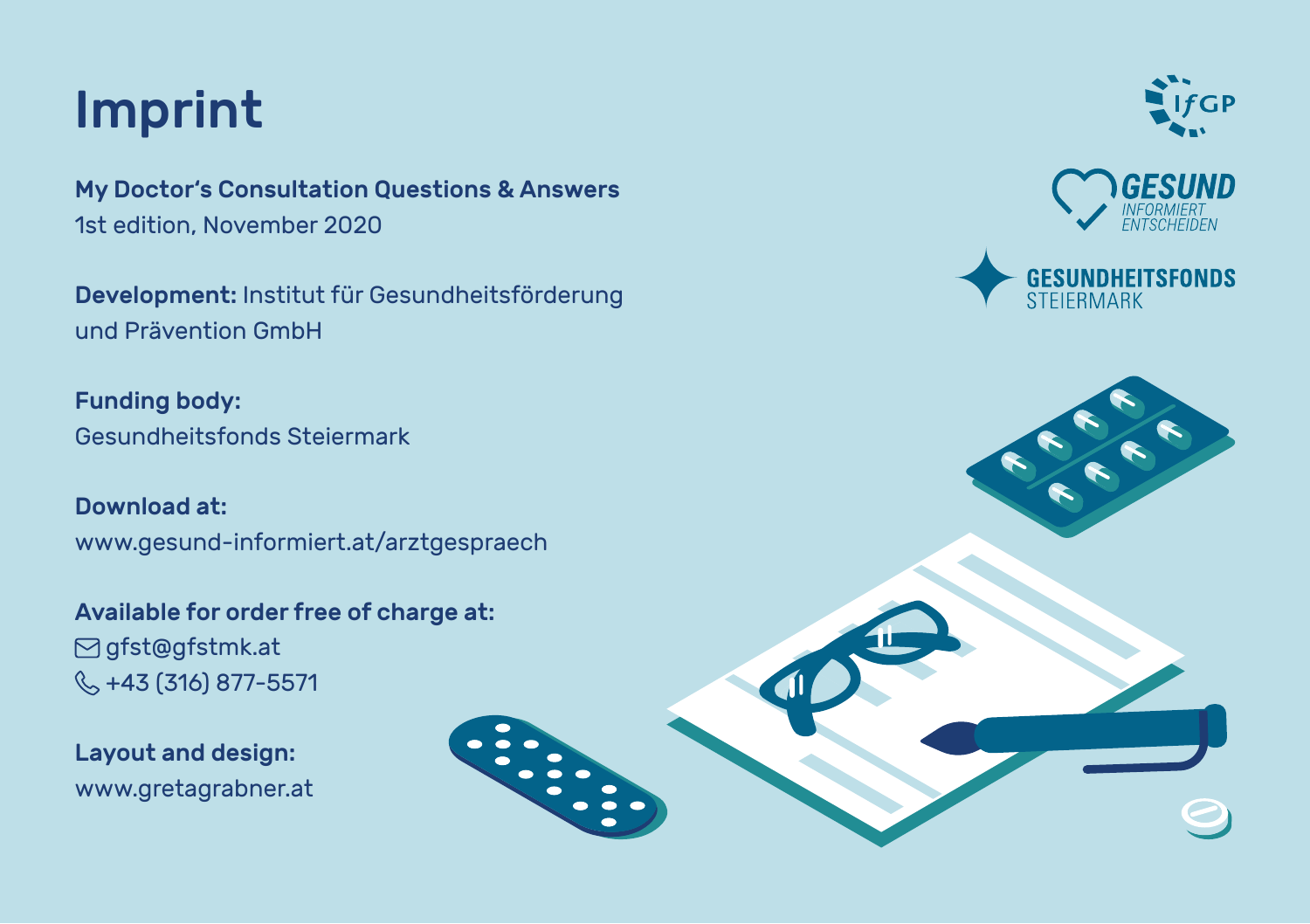# Imprint

**My Doctor's Consultation Questions & Answers**
1st edition, November 2020

**Development:** Institut für Gesundheitsförderung und Prävention GmbH

**Funding body:**
Gesundheitsfonds Steiermark

**Download at:**
www.gesund-informiert.at/arztgespraech

**Available for order free of charge at:**
gfst@gfstmk.at
+43 (316) 877-5571

**Layout and design:**
www.gretagrabner.at

IfGP

GESUND INFORMIERT ENTSCHEIDEN

GESUNDHEITSFONDS STEIERMARK